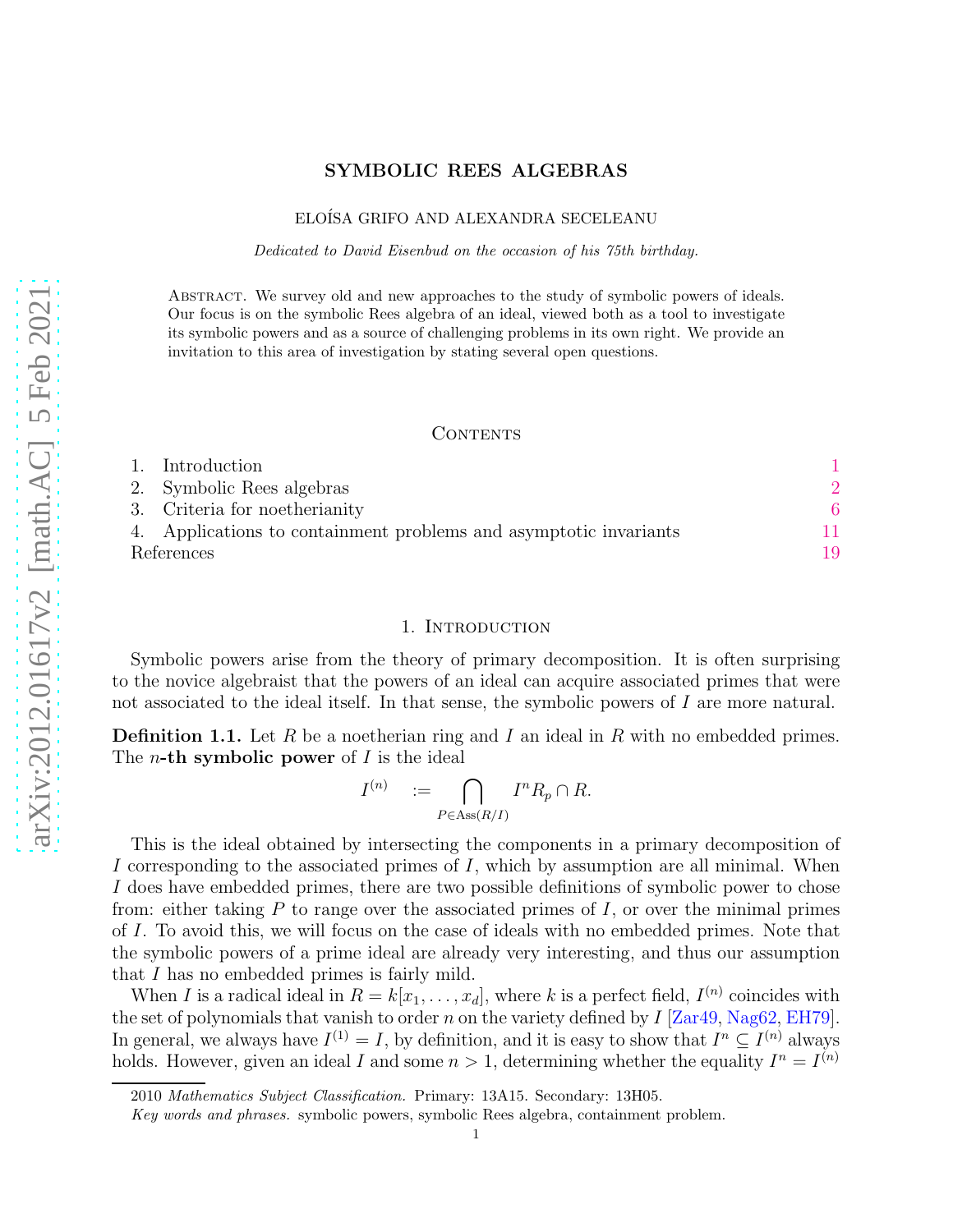# SYMBOLIC REES ALGEBRAS

ELOÍSA GRIFO AND ALEXANDRA SECELEANU

*Dedicated to David Eisenbud on the occasion of his 75th birthday.*

Abstract. We survey old and new approaches to the study of symbolic powers of ideals. Our focus is on the symbolic Rees algebra of an ideal, viewed both as a tool to investigate its symbolic powers and as a source of challenging problems in its own right. We provide an invitation to this area of investigation by stating several open questions.

## Contents

1. Introduction 1
2. Symbolic Rees algebras 2
3. Criteria for noetherianity 6
4. Applications to containment problems and asymptotic invariants 11

References 19

## 1. Introduction

Symbolic powers arise from the theory of primary decomposition. It is often surprising to the novice algebraist that the powers of an ideal can acquire associated primes that were not associated to the ideal itself. In that sense, the symbolic powers of $I$ are more natural.

**Definition 1.1.** Let $R$ be a noetherian ring and $I$ an ideal in $R$ with no embedded primes. The $n$**-th symbolic power** of $I$ is the ideal

$$I^{(n)} \quad := \bigcap_{P \in \operatorname{Ass}(R/I)} I^n R_p \cap R.$$

This is the ideal obtained by intersecting the components in a primary decomposition of $I$ corresponding to the associated primes of $I$, which by assumption are all minimal. When $I$ does have embedded primes, there are two possible definitions of symbolic power to chose from: either taking $P$ to range over the associated primes of $I$, or over the minimal primes of $I$. To avoid this, we will focus on the case of ideals with no embedded primes. Note that the symbolic powers of a prime ideal are already very interesting, and thus our assumption that $I$ has no embedded primes is fairly mild.

When $I$ is a radical ideal in $R = k[x_1, \ldots, x_d]$, where $k$ is a perfect field, $I^{(n)}$ coincides with the set of polynomials that vanish to order $n$ on the variety defined by $I$ [Zar49, Nag62, EH79]. In general, we always have $I^{(1)} = I$, by definition, and it is easy to show that $I^n \subseteq I^{(n)}$ always holds. However, given an ideal $I$ and some $n > 1$, determining whether the equality $I^n = I^{(n)}$

2010 *Mathematics Subject Classification.* Primary: 13A15. Secondary: 13H05.

*Key words and phrases.* symbolic powers, symbolic Rees algebra, containment problem.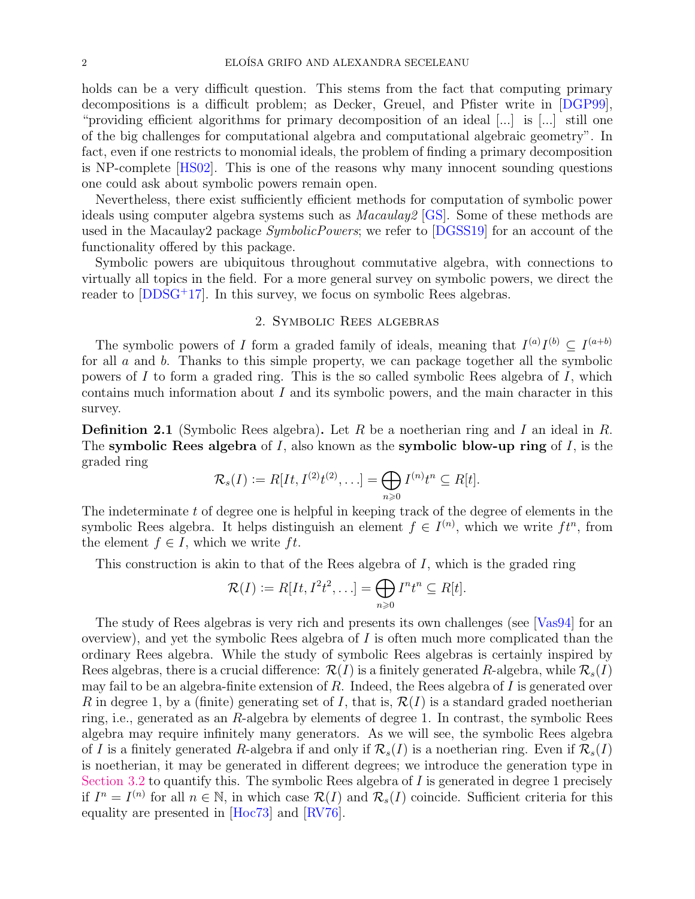holds can be a very difficult question. This stems from the fact that computing primary decompositions is a difficult problem; as Decker, Greuel, and Pfister write in [DGP99], "providing efficient algorithms for primary decomposition of an ideal [...] is [...] still one of the big challenges for computational algebra and computational algebraic geometry". In fact, even if one restricts to monomial ideals, the problem of finding a primary decomposition is NP-complete [HS02]. This is one of the reasons why many innocent sounding questions one could ask about symbolic powers remain open.

Nevertheless, there exist sufficiently efficient methods for computation of symbolic power ideals using computer algebra systems such as *Macaulay2* [GS]. Some of these methods are used in the Macaulay2 package *SymbolicPowers*; we refer to [DGSS19] for an account of the functionality offered by this package.

Symbolic powers are ubiquitous throughout commutative algebra, with connections to virtually all topics in the field. For a more general survey on symbolic powers, we direct the reader to [DDSG+17]. In this survey, we focus on symbolic Rees algebras.

## 2. Symbolic Rees algebras

The symbolic powers of $I$ form a graded family of ideals, meaning that $I^{(a)}I^{(b)} \subseteq I^{(a+b)}$ for all $a$ and $b$. Thanks to this simple property, we can package together all the symbolic powers of $I$ to form a graded ring. This is the so called symbolic Rees algebra of $I$, which contains much information about $I$ and its symbolic powers, and the main character in this survey.

**Definition 2.1** (Symbolic Rees algebra)**.** Let $R$ be a noetherian ring and $I$ an ideal in $R$. The **symbolic Rees algebra** of $I$, also known as the **symbolic blow-up ring** of $I$, is the graded ring

$$\mathcal{R}_s(I) := R[It, I^{(2)}t^{(2)}, \ldots] = \bigoplus_{n \geqslant 0} I^{(n)}t^n \subseteq R[t].$$

The indeterminate $t$ of degree one is helpful in keeping track of the degree of elements in the symbolic Rees algebra. It helps distinguish an element $f \in I^{(n)}$, which we write $ft^n$, from the element $f \in I$, which we write $ft$.

This construction is akin to that of the Rees algebra of $I$, which is the graded ring

$$\mathcal{R}(I) := R[It, I^2t^2, \ldots] = \bigoplus_{n \geqslant 0} I^n t^n \subseteq R[t].$$

The study of Rees algebras is very rich and presents its own challenges (see [Vas94] for an overview), and yet the symbolic Rees algebra of $I$ is often much more complicated than the ordinary Rees algebra. While the study of symbolic Rees algebras is certainly inspired by Rees algebras, there is a crucial difference: $\mathcal{R}(I)$ is a finitely generated $R$-algebra, while $\mathcal{R}_s(I)$ may fail to be an algebra-finite extension of $R$. Indeed, the Rees algebra of $I$ is generated over $R$ in degree 1, by a (finite) generating set of $I$, that is, $\mathcal{R}(I)$ is a standard graded noetherian ring, i.e., generated as an $R$-algebra by elements of degree 1. In contrast, the symbolic Rees algebra may require infinitely many generators. As we will see, the symbolic Rees algebra of $I$ is a finitely generated $R$-algebra if and only if $\mathcal{R}_s(I)$ is a noetherian ring. Even if $\mathcal{R}_s(I)$ is noetherian, it may be generated in different degrees; we introduce the generation type in Section 3.2 to quantify this. The symbolic Rees algebra of $I$ is generated in degree 1 precisely if $I^n = I^{(n)}$ for all $n \in \mathbb{N}$, in which case $\mathcal{R}(I)$ and $\mathcal{R}_s(I)$ coincide. Sufficient criteria for this equality are presented in [Hoc73] and [RV76].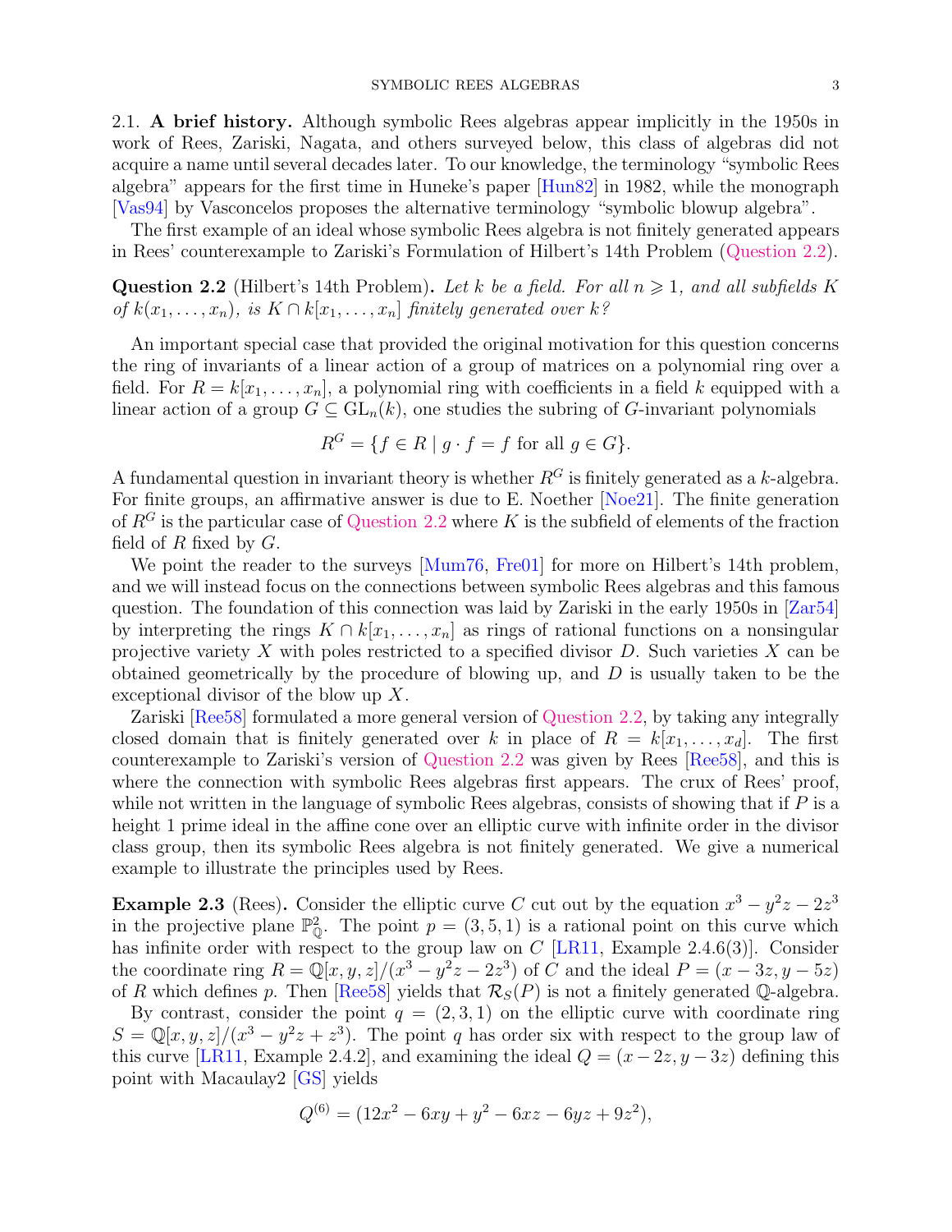**2.1. A brief history.** Although symbolic Rees algebras appear implicitly in the 1950s in work of Rees, Zariski, Nagata, and others surveyed below, this class of algebras did not acquire a name until several decades later. To our knowledge, the terminology "symbolic Rees algebra" appears for the first time in Huneke's paper [Hun82] in 1982, while the monograph [Vas94] by Vasconcelos proposes the alternative terminology "symbolic blowup algebra".

The first example of an ideal whose symbolic Rees algebra is not finitely generated appears in Rees' counterexample to Zariski's Formulation of Hilbert's 14th Problem (Question 2.2).

**Question 2.2** (Hilbert's 14th Problem)**.** *Let $k$ be a field. For all $n \geqslant 1$, and all subfields $K$ of $k(x_1, \ldots, x_n)$, is $K \cap k[x_1, \ldots, x_n]$ finitely generated over $k$?*

An important special case that provided the original motivation for this question concerns the ring of invariants of a linear action of a group of matrices on a polynomial ring over a field. For $R = k[x_1, \ldots, x_n]$, a polynomial ring with coefficients in a field $k$ equipped with a linear action of a group $G \subseteq \mathrm{GL}_n(k)$, one studies the subring of $G$-invariant polynomials

$$R^G = \{f \in R \mid g \cdot f = f \text{ for all } g \in G\}.$$

A fundamental question in invariant theory is whether $R^G$ is finitely generated as a $k$-algebra. For finite groups, an affirmative answer is due to E. Noether [Noe21]. The finite generation of $R^G$ is the particular case of Question 2.2 where $K$ is the subfield of elements of the fraction field of $R$ fixed by $G$.

We point the reader to the surveys [Mum76, Fre01] for more on Hilbert's 14th problem, and we will instead focus on the connections between symbolic Rees algebras and this famous question. The foundation of this connection was laid by Zariski in the early 1950s in [Zar54] by interpreting the rings $K \cap k[x_1, \ldots, x_n]$ as rings of rational functions on a nonsingular projective variety $X$ with poles restricted to a specified divisor $D$. Such varieties $X$ can be obtained geometrically by the procedure of blowing up, and $D$ is usually taken to be the exceptional divisor of the blow up $X$.

Zariski [Ree58] formulated a more general version of Question 2.2, by taking any integrally closed domain that is finitely generated over $k$ in place of $R = k[x_1, \ldots, x_d]$. The first counterexample to Zariski's version of Question 2.2 was given by Rees [Ree58], and this is where the connection with symbolic Rees algebras first appears. The crux of Rees' proof, while not written in the language of symbolic Rees algebras, consists of showing that if $P$ is a height 1 prime ideal in the affine cone over an elliptic curve with infinite order in the divisor class group, then its symbolic Rees algebra is not finitely generated. We give a numerical example to illustrate the principles used by Rees.

**Example 2.3** (Rees)**.** Consider the elliptic curve $C$ cut out by the equation $x^3 - y^2z - 2z^3$ in the projective plane $\mathbb{P}^2_{\mathbb{Q}}$. The point $p = (3, 5, 1)$ is a rational point on this curve which has infinite order with respect to the group law on $C$ [LR11, Example 2.4.6(3)]. Consider the coordinate ring $R = \mathbb{Q}[x, y, z]/(x^3 - y^2z - 2z^3)$ of $C$ and the ideal $P = (x - 3z, y - 5z)$ of $R$ which defines $p$. Then [Ree58] yields that $\mathcal{R}_S(P)$ is not a finitely generated $\mathbb{Q}$-algebra.

By contrast, consider the point $q = (2, 3, 1)$ on the elliptic curve with coordinate ring $S = \mathbb{Q}[x, y, z]/(x^3 - y^2z + z^3)$. The point $q$ has order six with respect to the group law of this curve [LR11, Example 2.4.2], and examining the ideal $Q = (x - 2z, y - 3z)$ defining this point with Macaulay2 [GS] yields

$$Q^{(6)} = (12x^2 - 6xy + y^2 - 6xz - 6yz + 9z^2),$$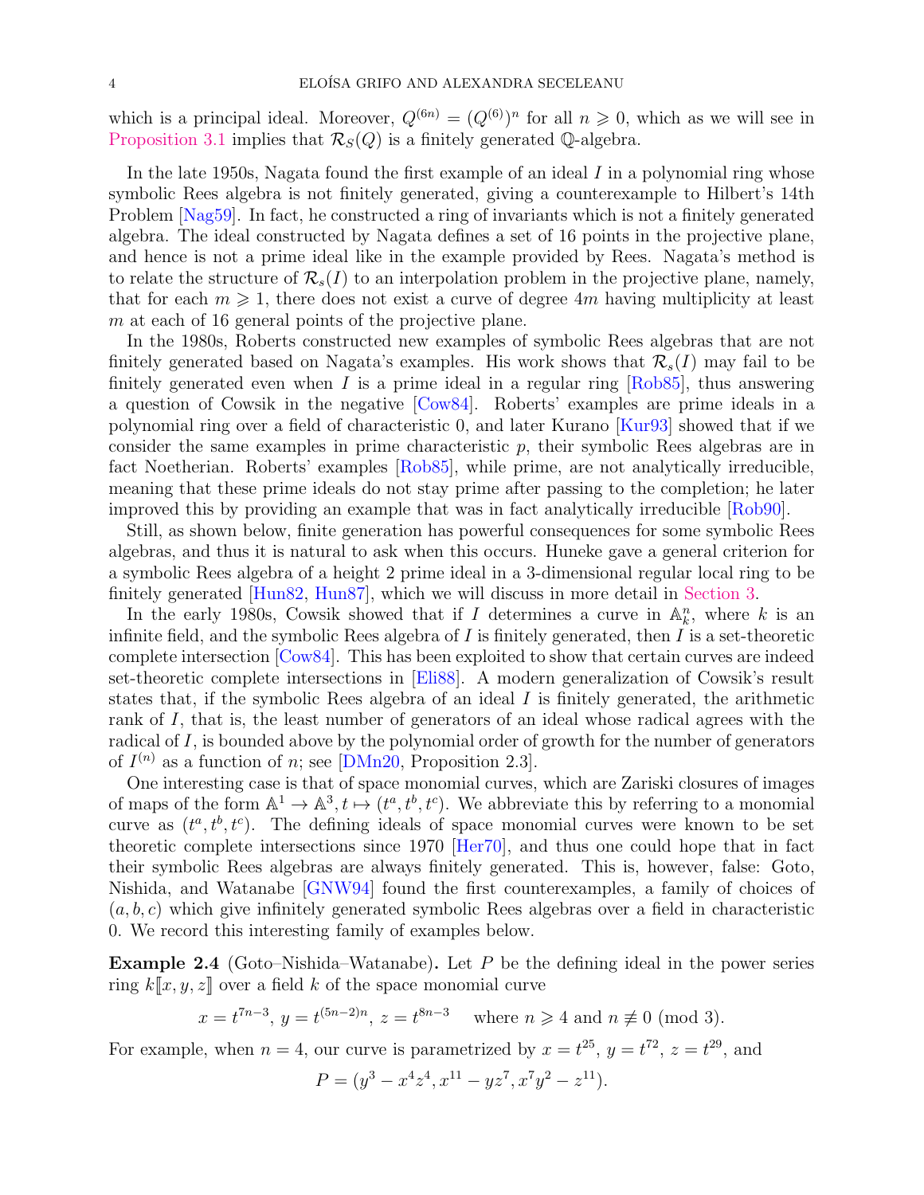which is a principal ideal. Moreover, $Q^{(6n)} = (Q^{(6)})^n$ for all $n \geqslant 0$, which as we will see in Proposition 3.1 implies that $\mathcal{R}_S(Q)$ is a finitely generated $\mathbb{Q}$-algebra.

In the late 1950s, Nagata found the first example of an ideal $I$ in a polynomial ring whose symbolic Rees algebra is not finitely generated, giving a counterexample to Hilbert's 14th Problem [Nag59]. In fact, he constructed a ring of invariants which is not a finitely generated algebra. The ideal constructed by Nagata defines a set of 16 points in the projective plane, and hence is not a prime ideal like in the example provided by Rees. Nagata's method is to relate the structure of $\mathcal{R}_s(I)$ to an interpolation problem in the projective plane, namely, that for each $m \geqslant 1$, there does not exist a curve of degree $4m$ having multiplicity at least $m$ at each of 16 general points of the projective plane.

In the 1980s, Roberts constructed new examples of symbolic Rees algebras that are not finitely generated based on Nagata's examples. His work shows that $\mathcal{R}_s(I)$ may fail to be finitely generated even when $I$ is a prime ideal in a regular ring [Rob85], thus answering a question of Cowsik in the negative [Cow84]. Roberts' examples are prime ideals in a polynomial ring over a field of characteristic 0, and later Kurano [Kur93] showed that if we consider the same examples in prime characteristic $p$, their symbolic Rees algebras are in fact Noetherian. Roberts' examples [Rob85], while prime, are not analytically irreducible, meaning that these prime ideals do not stay prime after passing to the completion; he later improved this by providing an example that was in fact analytically irreducible [Rob90].

Still, as shown below, finite generation has powerful consequences for some symbolic Rees algebras, and thus it is natural to ask when this occurs. Huneke gave a general criterion for a symbolic Rees algebra of a height 2 prime ideal in a 3-dimensional regular local ring to be finitely generated [Hun82, Hun87], which we will discuss in more detail in Section 3.

In the early 1980s, Cowsik showed that if $I$ determines a curve in $\mathbb{A}^n_k$, where $k$ is an infinite field, and the symbolic Rees algebra of $I$ is finitely generated, then $I$ is a set-theoretic complete intersection [Cow84]. This has been exploited to show that certain curves are indeed set-theoretic complete intersections in [Eli88]. A modern generalization of Cowsik's result states that, if the symbolic Rees algebra of an ideal $I$ is finitely generated, the arithmetic rank of $I$, that is, the least number of generators of an ideal whose radical agrees with the radical of $I$, is bounded above by the polynomial order of growth for the number of generators of $I^{(n)}$ as a function of $n$; see [DMn20, Proposition 2.3].

One interesting case is that of space monomial curves, which are Zariski closures of images of maps of the form $\mathbb{A}^1 \to \mathbb{A}^3, t \mapsto (t^a, t^b, t^c)$. We abbreviate this by referring to a monomial curve as $(t^a, t^b, t^c)$. The defining ideals of space monomial curves were known to be set theoretic complete intersections since 1970 [Her70], and thus one could hope that in fact their symbolic Rees algebras are always finitely generated. This is, however, false: Goto, Nishida, and Watanabe [GNW94] found the first counterexamples, a family of choices of $(a, b, c)$ which give infinitely generated symbolic Rees algebras over a field in characteristic 0. We record this interesting family of examples below.

**Example 2.4** (Goto–Nishida–Watanabe)**.** Let $P$ be the defining ideal in the power series ring $k[\![x, y, z]\!]$ over a field $k$ of the space monomial curve

$$x = t^{7n-3},\ y = t^{(5n-2)n},\ z = t^{8n-3} \quad \text{where } n \geqslant 4 \text{ and } n \not\equiv 0 \pmod 3.$$

For example, when $n = 4$, our curve is parametrized by $x = t^{25}$, $y = t^{72}$, $z = t^{29}$, and

$$P = (y^3 - x^4z^4, x^{11} - yz^7, x^7y^2 - z^{11}).$$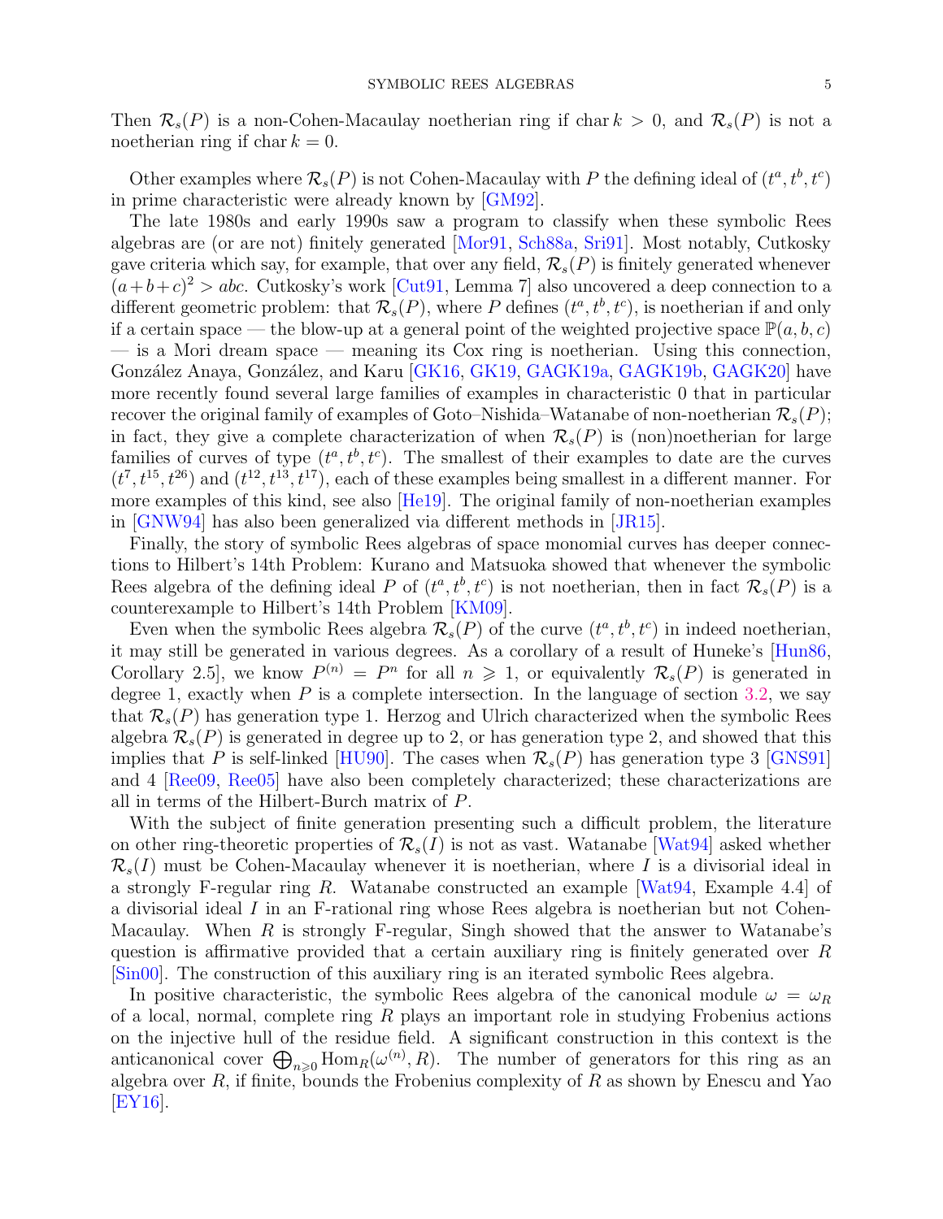Then $\mathcal{R}_s(P)$ is a non-Cohen-Macaulay noetherian ring if $\operatorname{char} k > 0$, and $\mathcal{R}_s(P)$ is not a noetherian ring if $\operatorname{char} k = 0$.

Other examples where $\mathcal{R}_s(P)$ is not Cohen-Macaulay with $P$ the defining ideal of $(t^a, t^b, t^c)$ in prime characteristic were already known by [GM92].

The late 1980s and early 1990s saw a program to classify when these symbolic Rees algebras are (or are not) finitely generated [Mor91, Sch88a, Sri91]. Most notably, Cutkosky gave criteria which say, for example, that over any field, $\mathcal{R}_s(P)$ is finitely generated whenever $(a+b+c)^2 > abc$. Cutkosky's work [Cut91, Lemma 7] also uncovered a deep connection to a different geometric problem: that $\mathcal{R}_s(P)$, where $P$ defines $(t^a, t^b, t^c)$, is noetherian if and only if a certain space — the blow-up at a general point of the weighted projective space $\mathbb{P}(a, b, c)$ — is a Mori dream space — meaning its Cox ring is noetherian. Using this connection, González Anaya, González, and Karu [GK16, GK19, GAGK19a, GAGK19b, GAGK20] have more recently found several large families of examples in characteristic 0 that in particular recover the original family of examples of Goto–Nishida–Watanabe of non-noetherian $\mathcal{R}_s(P)$; in fact, they give a complete characterization of when $\mathcal{R}_s(P)$ is (non)noetherian for large families of curves of type $(t^a, t^b, t^c)$. The smallest of their examples to date are the curves $(t^7, t^{15}, t^{26})$ and $(t^{12}, t^{13}, t^{17})$, each of these examples being smallest in a different manner. For more examples of this kind, see also [He19]. The original family of non-noetherian examples in [GNW94] has also been generalized via different methods in [JR15].

Finally, the story of symbolic Rees algebras of space monomial curves has deeper connections to Hilbert's 14th Problem: Kurano and Matsuoka showed that whenever the symbolic Rees algebra of the defining ideal $P$ of $(t^a, t^b, t^c)$ is not noetherian, then in fact $\mathcal{R}_s(P)$ is a counterexample to Hilbert's 14th Problem [KM09].

Even when the symbolic Rees algebra $\mathcal{R}_s(P)$ of the curve $(t^a, t^b, t^c)$ in indeed noetherian, it may still be generated in various degrees. As a corollary of a result of Huneke's [Hun86, Corollary 2.5], we know $P^{(n)} = P^n$ for all $n \geqslant 1$, or equivalently $\mathcal{R}_s(P)$ is generated in degree 1, exactly when $P$ is a complete intersection. In the language of section 3.2, we say that $\mathcal{R}_s(P)$ has generation type 1. Herzog and Ulrich characterized when the symbolic Rees algebra $\mathcal{R}_s(P)$ is generated in degree up to 2, or has generation type 2, and showed that this implies that $P$ is self-linked [HU90]. The cases when $\mathcal{R}_s(P)$ has generation type 3 [GNS91] and 4 [Ree09, Ree05] have also been completely characterized; these characterizations are all in terms of the Hilbert-Burch matrix of $P$.

With the subject of finite generation presenting such a difficult problem, the literature on other ring-theoretic properties of $\mathcal{R}_s(I)$ is not as vast. Watanabe [Wat94] asked whether $\mathcal{R}_s(I)$ must be Cohen-Macaulay whenever it is noetherian, where $I$ is a divisorial ideal in a strongly F-regular ring $R$. Watanabe constructed an example [Wat94, Example 4.4] of a divisorial ideal $I$ in an F-rational ring whose Rees algebra is noetherian but not Cohen-Macaulay. When $R$ is strongly F-regular, Singh showed that the answer to Watanabe's question is affirmative provided that a certain auxiliary ring is finitely generated over $R$ [Sin00]. The construction of this auxiliary ring is an iterated symbolic Rees algebra.

In positive characteristic, the symbolic Rees algebra of the canonical module $\omega = \omega_R$ of a local, normal, complete ring $R$ plays an important role in studying Frobenius actions on the injective hull of the residue field. A significant construction in this context is the anticanonical cover $\bigoplus_{n \geqslant 0} \operatorname{Hom}_R(\omega^{(n)}, R)$. The number of generators for this ring as an algebra over $R$, if finite, bounds the Frobenius complexity of $R$ as shown by Enescu and Yao [EY16].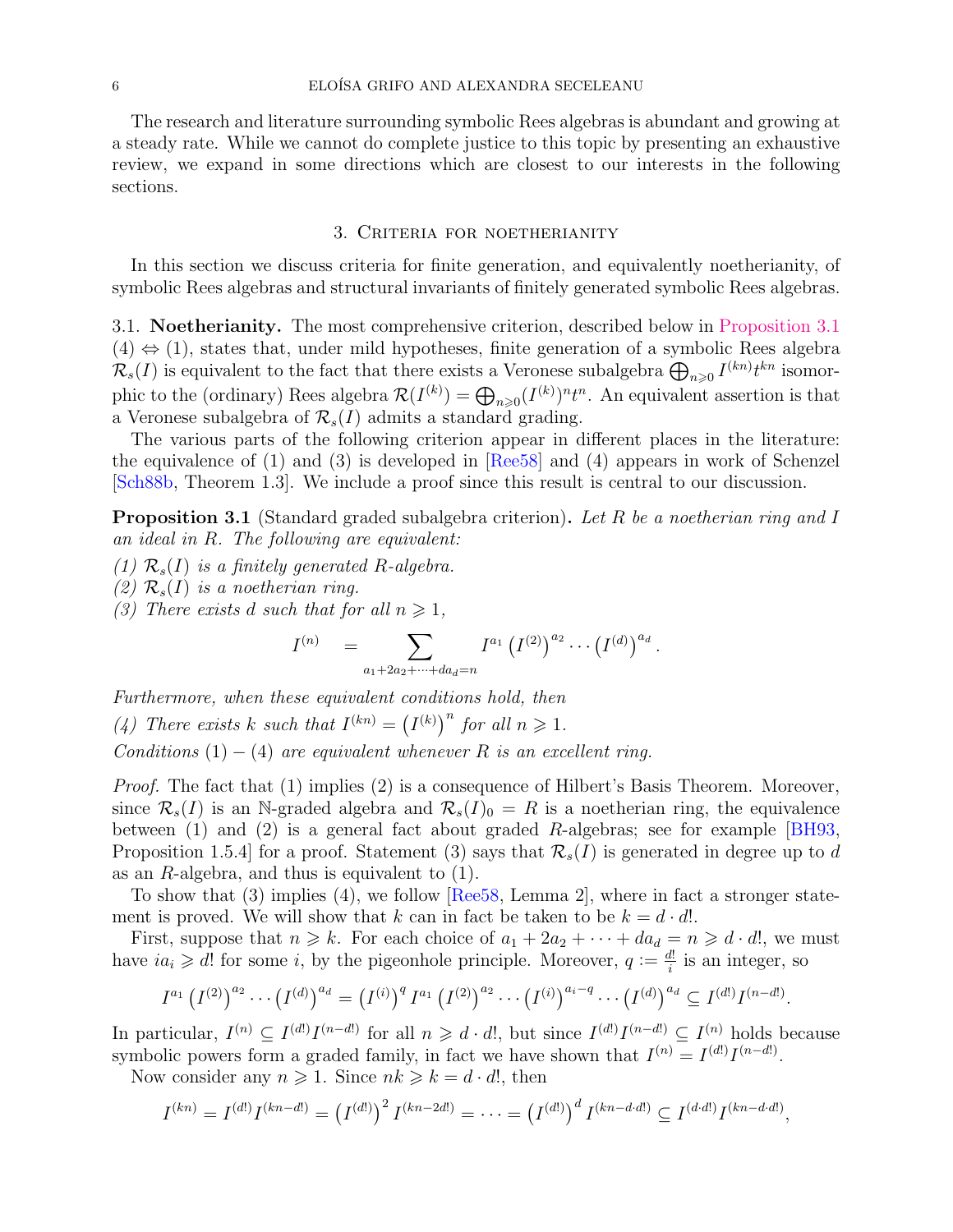The research and literature surrounding symbolic Rees algebras is abundant and growing at a steady rate. While we cannot do complete justice to this topic by presenting an exhaustive review, we expand in some directions which are closest to our interests in the following sections.

## 3. Criteria for noetherianity

In this section we discuss criteria for finite generation, and equivalently noetherianity, of symbolic Rees algebras and structural invariants of finitely generated symbolic Rees algebras.

### 3.1. Noetherianity.

The most comprehensive criterion, described below in Proposition 3.1 (4) ⇔ (1), states that, under mild hypotheses, finite generation of a symbolic Rees algebra $\mathcal{R}_s(I)$ is equivalent to the fact that there exists a Veronese subalgebra $\bigoplus_{n\geqslant 0} I^{(kn)}t^{kn}$ isomorphic to the (ordinary) Rees algebra $\mathcal{R}(I^{(k)}) = \bigoplus_{n\geqslant 0}(I^{(k)})^n t^n$. An equivalent assertion is that a Veronese subalgebra of $\mathcal{R}_s(I)$ admits a standard grading.

The various parts of the following criterion appear in different places in the literature: the equivalence of (1) and (3) is developed in [Ree58] and (4) appears in work of Schenzel [Sch88b, Theorem 1.3]. We include a proof since this result is central to our discussion.

**Proposition 3.1** (Standard graded subalgebra criterion)**.** *Let $R$ be a noetherian ring and $I$ an ideal in $R$. The following are equivalent:*

*(1) $\mathcal{R}_s(I)$ is a finitely generated $R$-algebra.*
*(2) $\mathcal{R}_s(I)$ is a noetherian ring.*
*(3) There exists $d$ such that for all $n \geqslant 1$,*

$$I^{(n)} \quad = \sum_{a_1+2a_2+\cdots+da_d=n} I^{a_1}\left(I^{(2)}\right)^{a_2}\cdots\left(I^{(d)}\right)^{a_d}.$$

*Furthermore, when these equivalent conditions hold, then*

*(4) There exists $k$ such that $I^{(kn)} = \left(I^{(k)}\right)^n$ for all $n \geqslant 1$.*

*Conditions $(1)-(4)$ are equivalent whenever $R$ is an excellent ring.*

*Proof.* The fact that (1) implies (2) is a consequence of Hilbert's Basis Theorem. Moreover, since $\mathcal{R}_s(I)$ is an $\mathbb{N}$-graded algebra and $\mathcal{R}_s(I)_0 = R$ is a noetherian ring, the equivalence between (1) and (2) is a general fact about graded $R$-algebras; see for example [BH93, Proposition 1.5.4] for a proof. Statement (3) says that $\mathcal{R}_s(I)$ is generated in degree up to $d$ as an $R$-algebra, and thus is equivalent to (1).

To show that (3) implies (4), we follow [Ree58, Lemma 2], where in fact a stronger statement is proved. We will show that $k$ can in fact be taken to be $k = d\cdot d!$.

First, suppose that $n \geqslant k$. For each choice of $a_1 + 2a_2 + \cdots + da_d = n \geqslant d\cdot d!$, we must have $ia_i \geqslant d!$ for some $i$, by the pigeonhole principle. Moreover, $q := \frac{d!}{i}$ is an integer, so

$$I^{a_1}\left(I^{(2)}\right)^{a_2}\cdots\left(I^{(d)}\right)^{a_d} = \left(I^{(i)}\right)^q I^{a_1}\left(I^{(2)}\right)^{a_2}\cdots\left(I^{(i)}\right)^{a_i-q}\cdots\left(I^{(d)}\right)^{a_d} \subseteq I^{(d!)}I^{(n-d!)}.$$

In particular, $I^{(n)} \subseteq I^{(d!)}I^{(n-d!)}$ for all $n \geqslant d\cdot d!$, but since $I^{(d!)}I^{(n-d!)} \subseteq I^{(n)}$ holds because symbolic powers form a graded family, in fact we have shown that $I^{(n)} = I^{(d!)}I^{(n-d!)}$.

Now consider any $n \geqslant 1$. Since $nk \geqslant k = d\cdot d!$, then

$$I^{(kn)} = I^{(d!)}I^{(kn-d!)} = \left(I^{(d!)}\right)^2 I^{(kn-2d!)} = \cdots = \left(I^{(d!)}\right)^d I^{(kn-d\cdot d!)} \subseteq I^{(d\cdot d!)}I^{(kn-d\cdot d!)},$$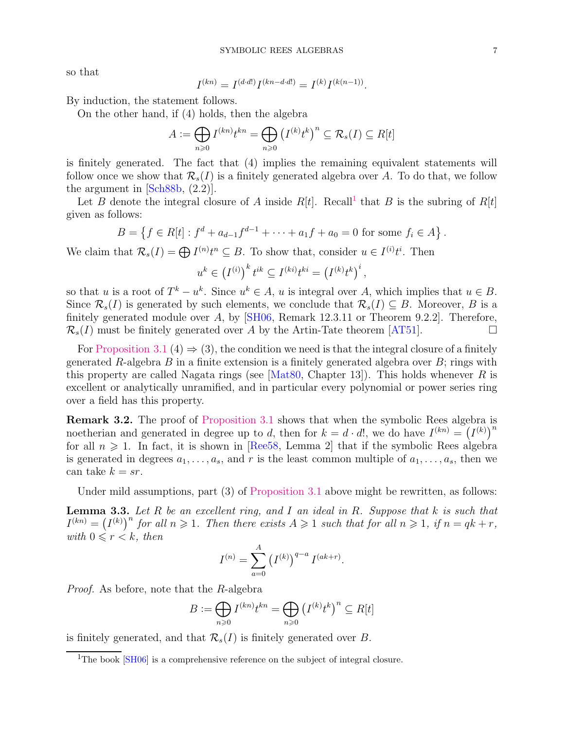so that

$$I^{(kn)} = I^{(d \cdot d!)} I^{(kn - d \cdot d!)} = I^{(k)} I^{(k(n-1))}.$$

By induction, the statement follows.

On the other hand, if (4) holds, then the algebra

$$A := \bigoplus_{n \geqslant 0} I^{(kn)} t^{kn} = \bigoplus_{n \geqslant 0} \left(I^{(k)} t^k\right)^n \subseteq \mathcal{R}_s(I) \subseteq R[t]$$

is finitely generated. The fact that (4) implies the remaining equivalent statements will follow once we show that $\mathcal{R}_s(I)$ is a finitely generated algebra over $A$. To do that, we follow the argument in [Sch88b, (2.2)].

Let $B$ denote the integral closure of $A$ inside $R[t]$. Recall[1] that $B$ is the subring of $R[t]$ given as follows:

$$B = \left\{ f \in R[t] : f^d + a_{d-1} f^{d-1} + \cdots + a_1 f + a_0 = 0 \text{ for some } f_i \in A \right\}.$$

We claim that $\mathcal{R}_s(I) = \bigoplus I^{(n)} t^n \subseteq B$. To show that, consider $u \in I^{(i)} t^i$. Then

$$u^k \in \left(I^{(i)}\right)^k t^{ik} \subseteq I^{(ki)} t^{ki} = \left(I^{(k)} t^k\right)^i,$$

so that $u$ is a root of $T^k - u^k$. Since $u^k \in A$, $u$ is integral over $A$, which implies that $u \in B$. Since $\mathcal{R}_s(I)$ is generated by such elements, we conclude that $\mathcal{R}_s(I) \subseteq B$. Moreover, $B$ is a finitely generated module over $A$, by [SH06, Remark 12.3.11 or Theorem 9.2.2]. Therefore, $\mathcal{R}_s(I)$ must be finitely generated over $A$ by the Artin-Tate theorem [AT51]. □

For Proposition 3.1 (4) ⇒ (3), the condition we need is that the integral closure of a finitely generated $R$-algebra $B$ in a finite extension is a finitely generated algebra over $B$; rings with this property are called Nagata rings (see [Mat80, Chapter 13]). This holds whenever $R$ is excellent or analytically unramified, and in particular every polynomial or power series ring over a field has this property.

**Remark 3.2.** The proof of Proposition 3.1 shows that when the symbolic Rees algebra is noetherian and generated in degree up to $d$, then for $k = d \cdot d!$, we do have $I^{(kn)} = \left(I^{(k)}\right)^n$ for all $n \geqslant 1$. In fact, it is shown in [Ree58, Lemma 2] that if the symbolic Rees algebra is generated in degrees $a_1, \ldots, a_s$, and $r$ is the least common multiple of $a_1, \ldots, a_s$, then we can take $k = sr$.

Under mild assumptions, part (3) of Proposition 3.1 above might be rewritten, as follows:

**Lemma 3.3.** *Let $R$ be an excellent ring, and $I$ an ideal in $R$. Suppose that $k$ is such that $I^{(kn)} = \left(I^{(k)}\right)^n$ for all $n \geqslant 1$. Then there exists $A \geqslant 1$ such that for all $n \geqslant 1$, if $n = qk + r$, with $0 \leqslant r < k$, then*

$$I^{(n)} = \sum_{a=0}^{A} \left(I^{(k)}\right)^{q-a} I^{(ak+r)}.$$

*Proof.* As before, note that the $R$-algebra

$$B := \bigoplus_{n \geqslant 0} I^{(kn)} t^{kn} = \bigoplus_{n \geqslant 0} \left(I^{(k)} t^k\right)^n \subseteq R[t]$$

is finitely generated, and that $\mathcal{R}_s(I)$ is finitely generated over $B$.

[1] The book [SH06] is a comprehensive reference on the subject of integral closure.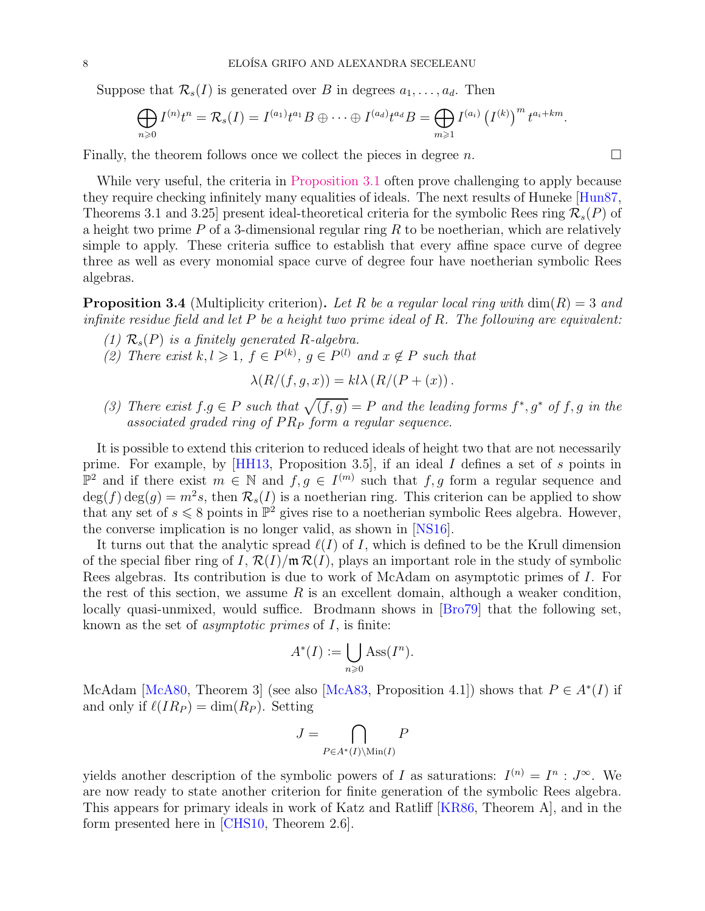Suppose that $\mathcal{R}_s(I)$ is generated over $B$ in degrees $a_1, \ldots, a_d$. Then

$$\bigoplus_{n \geqslant 0} I^{(n)} t^n = \mathcal{R}_s(I) = I^{(a_1)} t^{a_1} B \oplus \cdots \oplus I^{(a_d)} t^{a_d} B = \bigoplus_{m \geqslant 1} I^{(a_i)} \left(I^{(k)}\right)^m t^{a_i + km}.$$

Finally, the theorem follows once we collect the pieces in degree $n$. $\square$

While very useful, the criteria in Proposition 3.1 often prove challenging to apply because they require checking infinitely many equalities of ideals. The next results of Huneke [Hun87, Theorems 3.1 and 3.25] present ideal-theoretical criteria for the symbolic Rees ring $\mathcal{R}_s(P)$ of a height two prime $P$ of a 3-dimensional regular ring $R$ to be noetherian, which are relatively simple to apply. These criteria suffice to establish that every affine space curve of degree three as well as every monomial space curve of degree four have noetherian symbolic Rees algebras.

**Proposition 3.4** (Multiplicity criterion)**.** *Let $R$ be a regular local ring with $\dim(R) = 3$ and infinite residue field and let $P$ be a height two prime ideal of $R$. The following are equivalent:*

*(1) $\mathcal{R}_s(P)$ is a finitely generated $R$-algebra.*

*(2) There exist $k, l \geqslant 1$, $f \in P^{(k)}$, $g \in P^{(l)}$ and $x \notin P$ such that*

$$\lambda(R/(f, g, x)) = kl \lambda\left(R/(P + (x)\right).$$

*(3) There exist $f.g \in P$ such that $\sqrt{(f, g)} = P$ and the leading forms $f^*, g^*$ of $f, g$ in the associated graded ring of $PR_P$ form a regular sequence.*

It is possible to extend this criterion to reduced ideals of height two that are not necessarily prime. For example, by [HH13, Proposition 3.5], if an ideal $I$ defines a set of $s$ points in $\mathbb{P}^2$ and if there exist $m \in \mathbb{N}$ and $f, g \in I^{(m)}$ such that $f, g$ form a regular sequence and $\deg(f)\deg(g) = m^2 s$, then $\mathcal{R}_s(I)$ is a noetherian ring. This criterion can be applied to show that any set of $s \leqslant 8$ points in $\mathbb{P}^2$ gives rise to a noetherian symbolic Rees algebra. However, the converse implication is no longer valid, as shown in [NS16].

It turns out that the analytic spread $\ell(I)$ of $I$, which is defined to be the Krull dimension of the special fiber ring of $I$, $\mathcal{R}(I)/\mathfrak{m}\,\mathcal{R}(I)$, plays an important role in the study of symbolic Rees algebras. Its contribution is due to work of McAdam on asymptotic primes of $I$. For the rest of this section, we assume $R$ is an excellent domain, although a weaker condition, locally quasi-unmixed, would suffice. Brodmann shows in [Bro79] that the following set, known as the set of *asymptotic primes* of $I$, is finite:

$$A^*(I) := \bigcup_{n \geqslant 0} \operatorname{Ass}(I^n).$$

McAdam [McA80, Theorem 3] (see also [McA83, Proposition 4.1]) shows that $P \in A^*(I)$ if and only if $\ell(IR_P) = \dim(R_P)$. Setting

$$J = \bigcap_{P \in A^*(I) \setminus \operatorname{Min}(I)} P$$

yields another description of the symbolic powers of $I$ as saturations: $I^{(n)} = I^n : J^\infty$. We are now ready to state another criterion for finite generation of the symbolic Rees algebra. This appears for primary ideals in work of Katz and Ratliff [KR86, Theorem A], and in the form presented here in [CHS10, Theorem 2.6].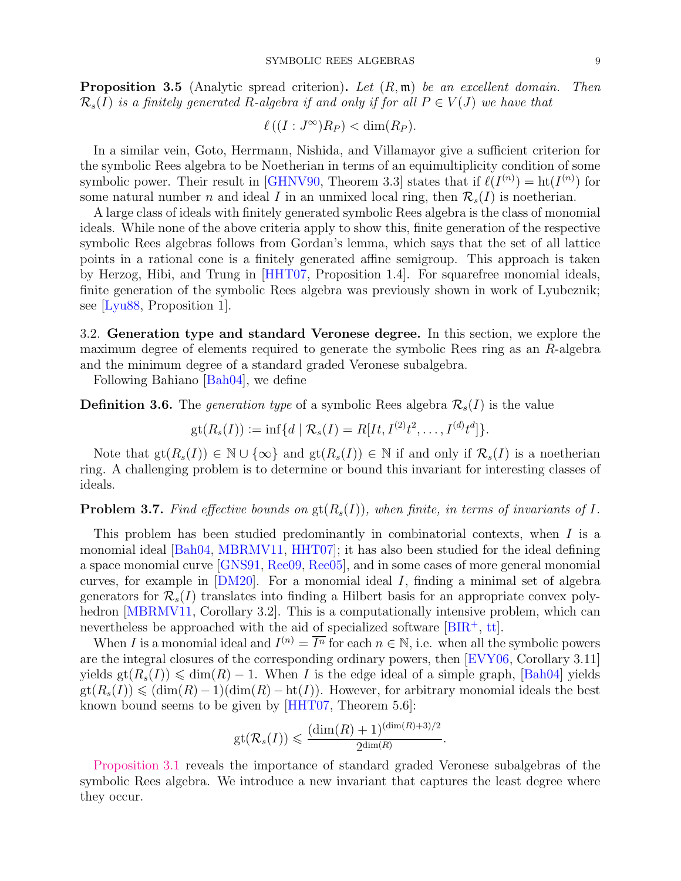**Proposition 3.5** (Analytic spread criterion)**.** *Let $(R, \mathfrak{m})$ be an excellent domain. Then $\mathcal{R}_s(I)$ is a finitely generated $R$-algebra if and only if for all $P \in V(J)$ we have that*

$$\ell\left((I : J^{\infty})R_P\right) < \dim(R_P).$$

In a similar vein, Goto, Herrmann, Nishida, and Villamayor give a sufficient criterion for the symbolic Rees algebra to be Noetherian in terms of an equimultiplicity condition of some symbolic power. Their result in [GHNV90, Theorem 3.3] states that if $\ell(I^{(n)}) = \operatorname{ht}(I^{(n)})$ for some natural number $n$ and ideal $I$ in an unmixed local ring, then $\mathcal{R}_s(I)$ is noetherian.

A large class of ideals with finitely generated symbolic Rees algebra is the class of monomial ideals. While none of the above criteria apply to show this, finite generation of the respective symbolic Rees algebras follows from Gordan's lemma, which says that the set of all lattice points in a rational cone is a finitely generated affine semigroup. This approach is taken by Herzog, Hibi, and Trung in [HHT07, Proposition 1.4]. For squarefree monomial ideals, finite generation of the symbolic Rees algebra was previously shown in work of Lyubeznik; see [Lyu88, Proposition 1].

3.2. **Generation type and standard Veronese degree.** In this section, we explore the maximum degree of elements required to generate the symbolic Rees ring as an $R$-algebra and the minimum degree of a standard graded Veronese subalgebra.

Following Bahiano [Bah04], we define

**Definition 3.6.** The *generation type* of a symbolic Rees algebra $\mathcal{R}_s(I)$ is the value

$$\operatorname{gt}(R_s(I)) := \inf\{d \mid \mathcal{R}_s(I) = R[It, I^{(2)}t^2, \ldots, I^{(d)}t^d]\}.$$

Note that $\operatorname{gt}(R_s(I)) \in \mathbb{N} \cup \{\infty\}$ and $\operatorname{gt}(R_s(I)) \in \mathbb{N}$ if and only if $\mathcal{R}_s(I)$ is a noetherian ring. A challenging problem is to determine or bound this invariant for interesting classes of ideals.

**Problem 3.7.** *Find effective bounds on $\operatorname{gt}(R_s(I))$, when finite, in terms of invariants of $I$.*

This problem has been studied predominantly in combinatorial contexts, when $I$ is a monomial ideal [Bah04, MBRMV11, HHT07]; it has also been studied for the ideal defining a space monomial curve [GNS91, Ree09, Ree05], and in some cases of more general monomial curves, for example in [DM20]. For a monomial ideal $I$, finding a minimal set of algebra generators for $\mathcal{R}_s(I)$ translates into finding a Hilbert basis for an appropriate convex polyhedron [MBRMV11, Corollary 3.2]. This is a computationally intensive problem, which can nevertheless be approached with the aid of specialized software [BIR+, tt].

When $I$ is a monomial ideal and $I^{(n)} = \overline{I^n}$ for each $n \in \mathbb{N}$, i.e. when all the symbolic powers are the integral closures of the corresponding ordinary powers, then [EVY06, Corollary 3.11] yields $\operatorname{gt}(R_s(I)) \leqslant \dim(R) - 1$. When $I$ is the edge ideal of a simple graph, [Bah04] yields $\operatorname{gt}(R_s(I)) \leqslant (\dim(R) - 1)(\dim(R) - \operatorname{ht}(I))$. However, for arbitrary monomial ideals the best known bound seems to be given by [HHT07, Theorem 5.6]:

$$\operatorname{gt}(\mathcal{R}_s(I)) \leqslant \frac{(\dim(R) + 1)^{(\dim(R)+3)/2}}{2^{\dim(R)}}.$$

Proposition 3.1 reveals the importance of standard graded Veronese subalgebras of the symbolic Rees algebra. We introduce a new invariant that captures the least degree where they occur.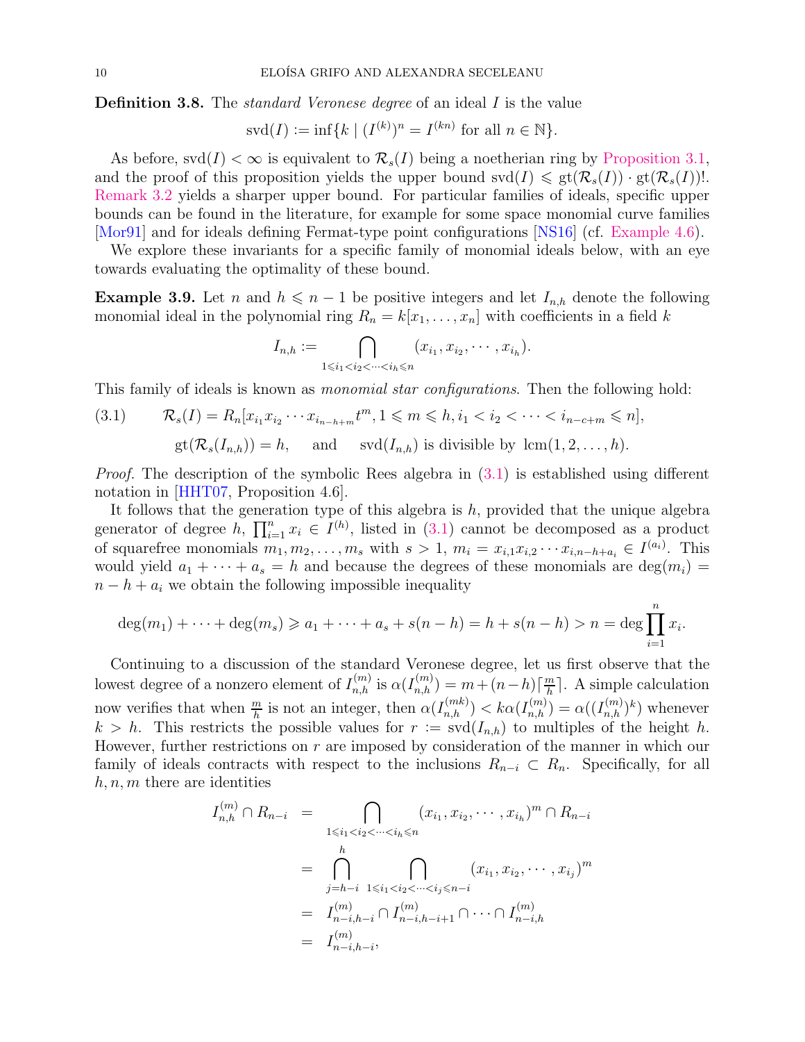**Definition 3.8.** The *standard Veronese degree* of an ideal $I$ is the value

$$\operatorname{svd}(I) := \inf\{k \mid (I^{(k)})^n = I^{(kn)} \text{ for all } n \in \mathbb{N}\}.$$

As before, $\operatorname{svd}(I) < \infty$ is equivalent to $\mathcal{R}_s(I)$ being a noetherian ring by Proposition 3.1, and the proof of this proposition yields the upper bound $\operatorname{svd}(I) \leqslant \operatorname{gt}(\mathcal{R}_s(I)) \cdot \operatorname{gt}(\mathcal{R}_s(I))!$. Remark 3.2 yields a sharper upper bound. For particular families of ideals, specific upper bounds can be found in the literature, for example for some space monomial curve families [Mor91] and for ideals defining Fermat-type point configurations [NS16] (cf. Example 4.6).

We explore these invariants for a specific family of monomial ideals below, with an eye towards evaluating the optimality of these bound.

**Example 3.9.** Let $n$ and $h \leqslant n-1$ be positive integers and let $I_{n,h}$ denote the following monomial ideal in the polynomial ring $R_n = k[x_1, \ldots, x_n]$ with coefficients in a field $k$

$$I_{n,h} := \bigcap_{1 \leqslant i_1 < i_2 < \cdots < i_h \leqslant n} (x_{i_1}, x_{i_2}, \cdots, x_{i_h}).$$

This family of ideals is known as *monomial star configurations*. Then the following hold:

$$\mathcal{R}_s(I) = R_n[x_{i_1} x_{i_2} \cdots x_{i_{n-h+m}} t^m, 1 \leqslant m \leqslant h, i_1 < i_2 < \cdots < i_{n-c+m} \leqslant n], \tag{3.1}$$

$$\operatorname{gt}(\mathcal{R}_s(I_{n,h})) = h, \quad \text{and} \quad \operatorname{svd}(I_{n,h}) \text{ is divisible by } \operatorname{lcm}(1, 2, \ldots, h).$$

*Proof.* The description of the symbolic Rees algebra in (3.1) is established using different notation in [HHT07, Proposition 4.6].

It follows that the generation type of this algebra is $h$, provided that the unique algebra generator of degree $h$, $\prod_{i=1}^n x_i \in I^{(h)}$, listed in (3.1) cannot be decomposed as a product of squarefree monomials $m_1, m_2, \ldots, m_s$ with $s > 1$, $m_i = x_{i,1} x_{i,2} \cdots x_{i,n-h+a_i} \in I^{(a_i)}$. This would yield $a_1 + \cdots + a_s = h$ and because the degrees of these monomials are $\deg(m_i) = n - h + a_i$ we obtain the following impossible inequality

$$\deg(m_1) + \cdots + \deg(m_s) \geqslant a_1 + \cdots + a_s + s(n-h) = h + s(n-h) > n = \deg \prod_{i=1}^n x_i.$$

Continuing to a discussion of the standard Veronese degree, let us first observe that the lowest degree of a nonzero element of $I_{n,h}^{(m)}$ is $\alpha(I_{n,h}^{(m)}) = m + (n-h)\lceil \frac{m}{h} \rceil$. A simple calculation now verifies that when $\frac{m}{h}$ is not an integer, then $\alpha(I_{n,h}^{(mk)}) < k\alpha(I_{n,h}^{(m)}) = \alpha((I_{n,h}^{(m)})^k)$ whenever $k > h$. This restricts the possible values for $r := \operatorname{svd}(I_{n,h})$ to multiples of the height $h$. However, further restrictions on $r$ are imposed by consideration of the manner in which our family of ideals contracts with respect to the inclusions $R_{n-i} \subset R_n$. Specifically, for all $h, n, m$ there are identities

$$\begin{aligned}
I_{n,h}^{(m)} \cap R_{n-i} &= \bigcap_{1 \leqslant i_1 < i_2 < \cdots < i_h \leqslant n} (x_{i_1}, x_{i_2}, \cdots, x_{i_h})^m \cap R_{n-i} \\
&= \bigcap_{j=h-i}^{h} \bigcap_{1 \leqslant i_1 < i_2 < \cdots < i_j \leqslant n-i} (x_{i_1}, x_{i_2}, \cdots, x_{i_j})^m \\
&= I_{n-i,h-i}^{(m)} \cap I_{n-i,h-i+1}^{(m)} \cap \cdots \cap I_{n-i,h}^{(m)} \\
&= I_{n-i,h-i}^{(m)},
\end{aligned}$$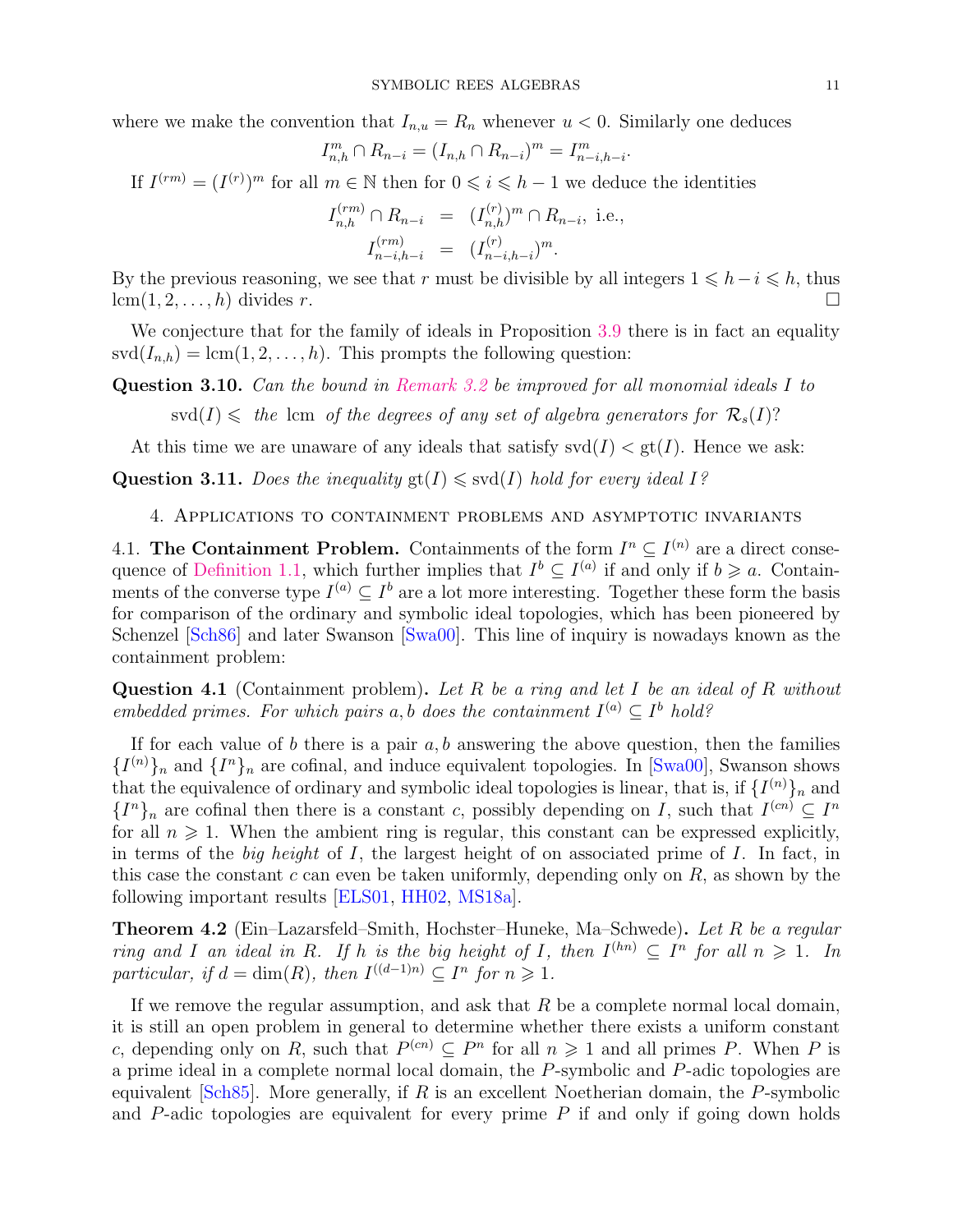where we make the convention that $I_{n,u} = R_n$ whenever $u < 0$. Similarly one deduces

$$I_{n,h}^m \cap R_{n-i} = (I_{n,h} \cap R_{n-i})^m = I_{n-i,h-i}^m.$$

If $I^{(rm)} = (I^{(r)})^m$ for all $m \in \mathbb{N}$ then for $0 \leqslant i \leqslant h-1$ we deduce the identities

$$\begin{aligned} I_{n,h}^{(rm)} \cap R_{n-i} &= (I_{n,h}^{(r)})^m \cap R_{n-i}, \text{ i.e.,} \\ I_{n-i,h-i}^{(rm)} &= (I_{n-i,h-i}^{(r)})^m. \end{aligned}$$

By the previous reasoning, we see that $r$ must be divisible by all integers $1 \leqslant h-i \leqslant h$, thus $\operatorname{lcm}(1, 2, \ldots, h)$ divides $r$. □

We conjecture that for the family of ideals in Proposition 3.9 there is in fact an equality $\operatorname{svd}(I_{n,h}) = \operatorname{lcm}(1, 2, \ldots, h)$. This prompts the following question:

**Question 3.10.** *Can the bound in Remark 3.2 be improved for all monomial ideals $I$ to*

$$\operatorname{svd}(I) \leqslant \text{ the } \operatorname{lcm} \text{ of the degrees of any set of algebra generators for } \mathcal{R}_s(I)?$$

At this time we are unaware of any ideals that satisfy $\operatorname{svd}(I) < \operatorname{gt}(I)$. Hence we ask:

**Question 3.11.** *Does the inequality $\operatorname{gt}(I) \leqslant \operatorname{svd}(I)$ hold for every ideal $I$?*

## 4. Applications to containment problems and asymptotic invariants

### 4.1. The Containment Problem.

Containments of the form $I^n \subseteq I^{(n)}$ are a direct consequence of Definition 1.1, which further implies that $I^b \subseteq I^{(a)}$ if and only if $b \geqslant a$. Containments of the converse type $I^{(a)} \subseteq I^b$ are a lot more interesting. Together these form the basis for comparison of the ordinary and symbolic ideal topologies, which has been pioneered by Schenzel [Sch86] and later Swanson [Swa00]. This line of inquiry is nowadays known as the containment problem:

**Question 4.1** (Containment problem)**.** *Let $R$ be a ring and let $I$ be an ideal of $R$ without embedded primes. For which pairs $a, b$ does the containment $I^{(a)} \subseteq I^b$ hold?*

If for each value of $b$ there is a pair $a, b$ answering the above question, then the families $\{I^{(n)}\}_n$ and $\{I^n\}_n$ are cofinal, and induce equivalent topologies. In [Swa00], Swanson shows that the equivalence of ordinary and symbolic ideal topologies is linear, that is, if $\{I^{(n)}\}_n$ and $\{I^n\}_n$ are cofinal then there is a constant $c$, possibly depending on $I$, such that $I^{(cn)} \subseteq I^n$ for all $n \geqslant 1$. When the ambient ring is regular, this constant can be expressed explicitly, in terms of the *big height* of $I$, the largest height of on associated prime of $I$. In fact, in this case the constant $c$ can even be taken uniformly, depending only on $R$, as shown by the following important results [ELS01, HH02, MS18a].

**Theorem 4.2** (Ein–Lazarsfeld–Smith, Hochster–Huneke, Ma–Schwede)**.** *Let $R$ be a regular ring and $I$ an ideal in $R$. If $h$ is the big height of $I$, then $I^{(hn)} \subseteq I^n$ for all $n \geqslant 1$. In particular, if $d = \dim(R)$, then $I^{((d-1)n)} \subseteq I^n$ for $n \geqslant 1$.*

If we remove the regular assumption, and ask that $R$ be a complete normal local domain, it is still an open problem in general to determine whether there exists a uniform constant $c$, depending only on $R$, such that $P^{(cn)} \subseteq P^n$ for all $n \geqslant 1$ and all primes $P$. When $P$ is a prime ideal in a complete normal local domain, the $P$-symbolic and $P$-adic topologies are equivalent [Sch85]. More generally, if $R$ is an excellent Noetherian domain, the $P$-symbolic and $P$-adic topologies are equivalent for every prime $P$ if and only if going down holds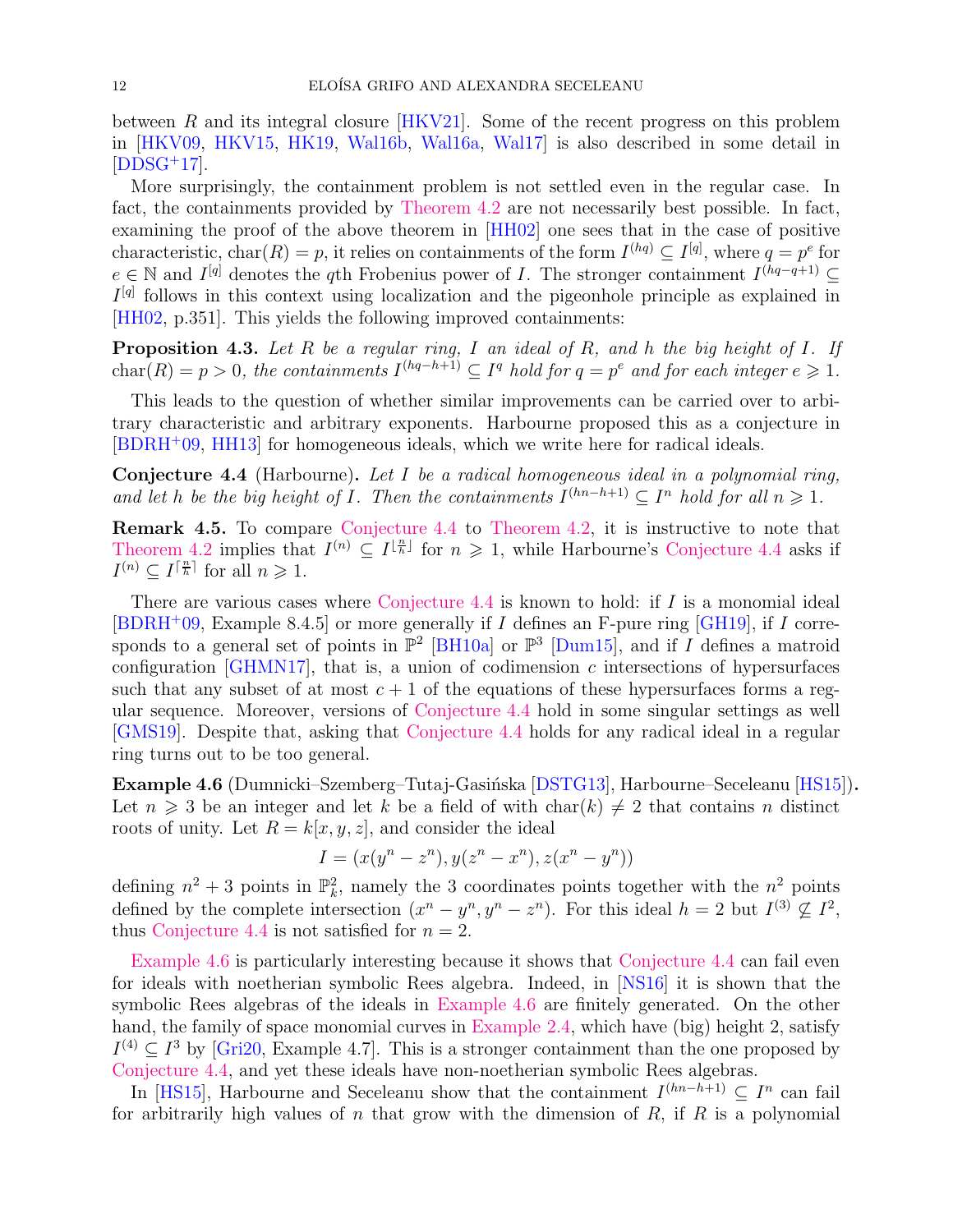between $R$ and its integral closure [HKV21]. Some of the recent progress on this problem in [HKV09, HKV15, HK19, Wal16b, Wal16a, Wal17] is also described in some detail in [DDSG+17].

More surprisingly, the containment problem is not settled even in the regular case. In fact, the containments provided by Theorem 4.2 are not necessarily best possible. In fact, examining the proof of the above theorem in [HH02] one sees that in the case of positive characteristic, $\operatorname{char}(R) = p$, it relies on containments of the form $I^{(hq)} \subseteq I^{[q]}$, where $q = p^e$ for $e \in \mathbb{N}$ and $I^{[q]}$ denotes the $q$th Frobenius power of $I$. The stronger containment $I^{(hq-q+1)} \subseteq I^{[q]}$ follows in this context using localization and the pigeonhole principle as explained in [HH02, p.351]. This yields the following improved containments:

**Proposition 4.3.** *Let $R$ be a regular ring, $I$ an ideal of $R$, and $h$ the big height of $I$. If $\operatorname{char}(R) = p > 0$, the containments $I^{(hq-h+1)} \subseteq I^q$ hold for $q = p^e$ and for each integer $e \geqslant 1$.*

This leads to the question of whether similar improvements can be carried over to arbitrary characteristic and arbitrary exponents. Harbourne proposed this as a conjecture in [BDRH+09, HH13] for homogeneous ideals, which we write here for radical ideals.

**Conjecture 4.4** (Harbourne)**.** *Let $I$ be a radical homogeneous ideal in a polynomial ring, and let $h$ be the big height of $I$. Then the containments $I^{(hn-h+1)} \subseteq I^n$ hold for all $n \geqslant 1$.*

**Remark 4.5.** To compare Conjecture 4.4 to Theorem 4.2, it is instructive to note that Theorem 4.2 implies that $I^{(n)} \subseteq I^{\lfloor \frac{n}{h} \rfloor}$ for $n \geqslant 1$, while Harbourne's Conjecture 4.4 asks if $I^{(n)} \subseteq I^{\lceil \frac{n}{h} \rceil}$ for all $n \geqslant 1$.

There are various cases where Conjecture 4.4 is known to hold: if $I$ is a monomial ideal [BDRH+09, Example 8.4.5] or more generally if $I$ defines an F-pure ring [GH19], if $I$ corresponds to a general set of points in $\mathbb{P}^2$ [BH10a] or $\mathbb{P}^3$ [Dum15], and if $I$ defines a matroid configuration [GHMN17], that is, a union of codimension $c$ intersections of hypersurfaces such that any subset of at most $c+1$ of the equations of these hypersurfaces forms a regular sequence. Moreover, versions of Conjecture 4.4 hold in some singular settings as well [GMS19]. Despite that, asking that Conjecture 4.4 holds for any radical ideal in a regular ring turns out to be too general.

**Example 4.6** (Dumnicki–Szemberg–Tutaj-Gasińska [DSTG13], Harbourne–Seceleanu [HS15])**.** Let $n \geqslant 3$ be an integer and let $k$ be a field of with $\operatorname{char}(k) \neq 2$ that contains $n$ distinct roots of unity. Let $R = k[x, y, z]$, and consider the ideal

$$I = (x(y^n - z^n), y(z^n - x^n), z(x^n - y^n))$$

defining $n^2 + 3$ points in $\mathbb{P}^2_k$, namely the 3 coordinates points together with the $n^2$ points defined by the complete intersection $(x^n - y^n, y^n - z^n)$. For this ideal $h = 2$ but $I^{(3)} \not\subseteq I^2$, thus Conjecture 4.4 is not satisfied for $n = 2$.

Example 4.6 is particularly interesting because it shows that Conjecture 4.4 can fail even for ideals with noetherian symbolic Rees algebra. Indeed, in [NS16] it is shown that the symbolic Rees algebras of the ideals in Example 4.6 are finitely generated. On the other hand, the family of space monomial curves in Example 2.4, which have (big) height 2, satisfy $I^{(4)} \subseteq I^3$ by [Gri20, Example 4.7]. This is a stronger containment than the one proposed by Conjecture 4.4, and yet these ideals have non-noetherian symbolic Rees algebras.

In [HS15], Harbourne and Seceleanu show that the containment $I^{(hn-h+1)} \subseteq I^n$ can fail for arbitrarily high values of $n$ that grow with the dimension of $R$, if $R$ is a polynomial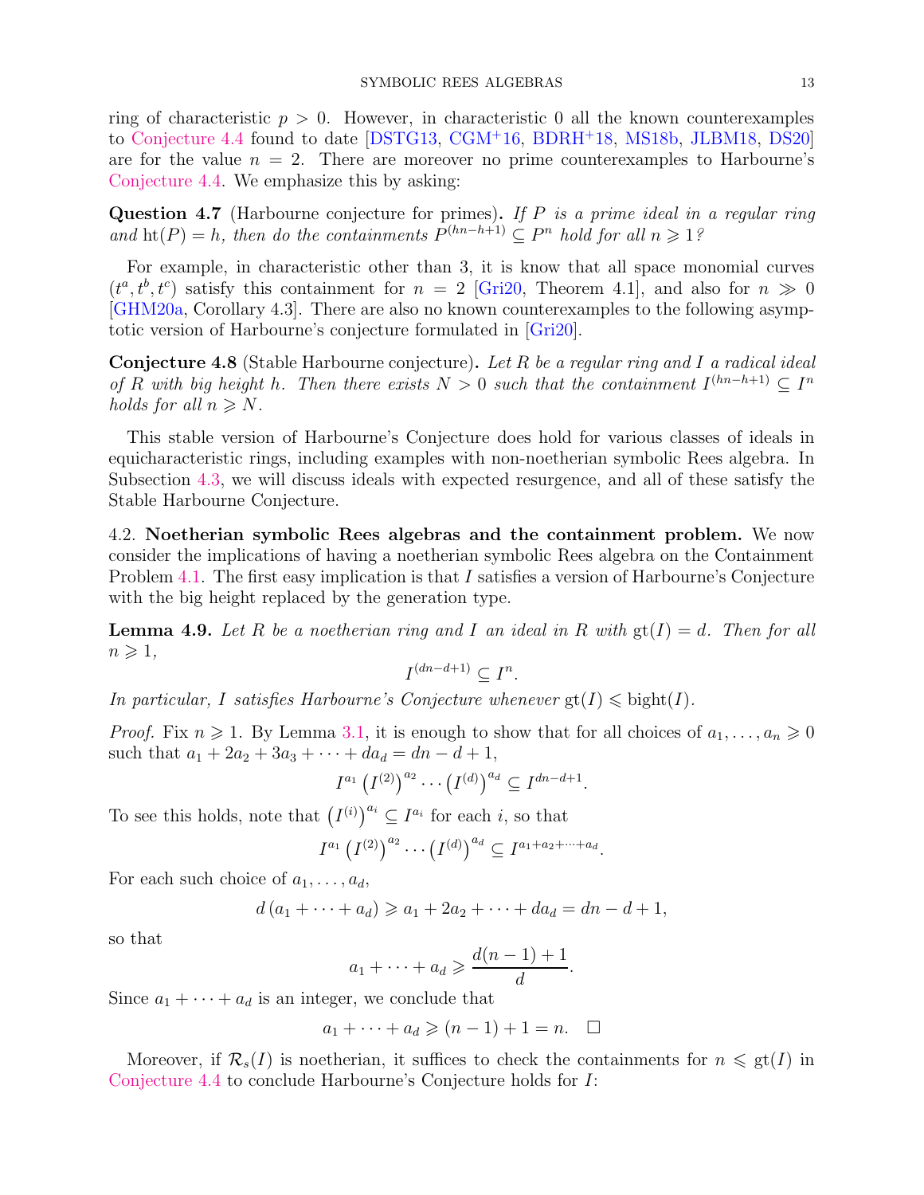ring of characteristic $p > 0$. However, in characteristic 0 all the known counterexamples to Conjecture 4.4 found to date [DSTG13, CGM+16, BDRH+18, MS18b, JLBM18, DS20] are for the value $n = 2$. There are moreover no prime counterexamples to Harbourne's Conjecture 4.4. We emphasize this by asking:

**Question 4.7** (Harbourne conjecture for primes)**.** *If $P$ is a prime ideal in a regular ring and $\operatorname{ht}(P) = h$, then do the containments $P^{(hn-h+1)} \subseteq P^n$ hold for all $n \geqslant 1$?*

For example, in characteristic other than 3, it is know that all space monomial curves $(t^a, t^b, t^c)$ satisfy this containment for $n = 2$ [Gri20, Theorem 4.1], and also for $n \gg 0$ [GHM20a, Corollary 4.3]. There are also no known counterexamples to the following asymptotic version of Harbourne's conjecture formulated in [Gri20].

**Conjecture 4.8** (Stable Harbourne conjecture)**.** *Let $R$ be a regular ring and $I$ a radical ideal of $R$ with big height $h$. Then there exists $N > 0$ such that the containment $I^{(hn-h+1)} \subseteq I^n$ holds for all $n \geqslant N$.*

This stable version of Harbourne's Conjecture does hold for various classes of ideals in equicharacteristic rings, including examples with non-noetherian symbolic Rees algebra. In Subsection 4.3, we will discuss ideals with expected resurgence, and all of these satisfy the Stable Harbourne Conjecture.

4.2. **Noetherian symbolic Rees algebras and the containment problem.** We now consider the implications of having a noetherian symbolic Rees algebra on the Containment Problem 4.1. The first easy implication is that $I$ satisfies a version of Harbourne's Conjecture with the big height replaced by the generation type.

**Lemma 4.9.** *Let $R$ be a noetherian ring and $I$ an ideal in $R$ with $\operatorname{gt}(I) = d$. Then for all $n \geqslant 1$,*

$$I^{(dn-d+1)} \subseteq I^n.$$

*In particular, $I$ satisfies Harbourne's Conjecture whenever $\operatorname{gt}(I) \leqslant \operatorname{bight}(I)$.*

*Proof.* Fix $n \geqslant 1$. By Lemma 3.1, it is enough to show that for all choices of $a_1, \ldots, a_n \geqslant 0$ such that $a_1 + 2a_2 + 3a_3 + \cdots + da_d = dn - d + 1$,

$$I^{a_1} \left(I^{(2)}\right)^{a_2} \cdots \left(I^{(d)}\right)^{a_d} \subseteq I^{dn-d+1}.$$

To see this holds, note that $\left(I^{(i)}\right)^{a_i} \subseteq I^{a_i}$ for each $i$, so that

$$I^{a_1} \left(I^{(2)}\right)^{a_2} \cdots \left(I^{(d)}\right)^{a_d} \subseteq I^{a_1+a_2+\cdots+a_d}.$$

For each such choice of $a_1, \ldots, a_d$,

$$d\left(a_1 + \cdots + a_d\right) \geqslant a_1 + 2a_2 + \cdots + da_d = dn - d + 1,$$

so that

$$a_1 + \cdots + a_d \geqslant \frac{d(n-1)+1}{d}.$$

Since $a_1 + \cdots + a_d$ is an integer, we conclude that

$$a_1 + \cdots + a_d \geqslant (n-1) + 1 = n. \quad \square$$

Moreover, if $\mathcal{R}_s(I)$ is noetherian, it suffices to check the containments for $n \leqslant \operatorname{gt}(I)$ in Conjecture 4.4 to conclude Harbourne's Conjecture holds for $I$: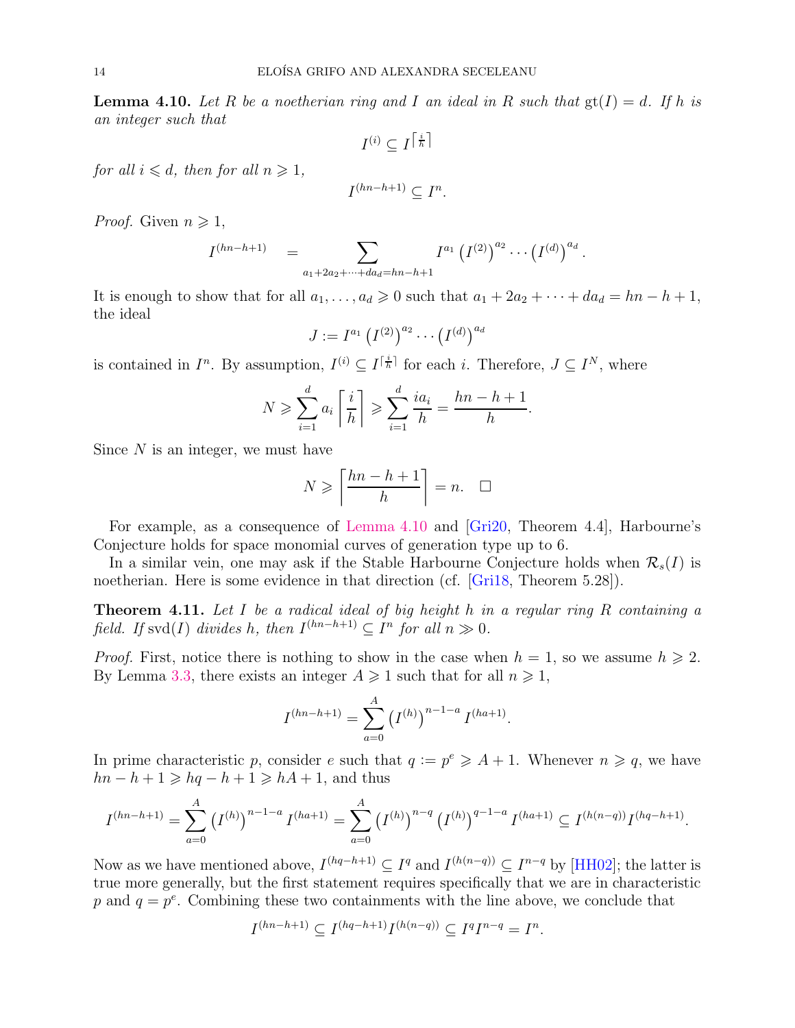**Lemma 4.10.** *Let $R$ be a noetherian ring and $I$ an ideal in $R$ such that $\operatorname{gt}(I) = d$. If $h$ is an integer such that*

$$I^{(i)} \subseteq I^{\lceil \frac{i}{h} \rceil}$$

*for all $i \leqslant d$, then for all $n \geqslant 1$,*

$$I^{(hn-h+1)} \subseteq I^n.$$

*Proof.* Given $n \geqslant 1$,

$$I^{(hn-h+1)} \quad = \sum_{a_1+2a_2+\cdots+da_d = hn-h+1} I^{a_1} \left(I^{(2)}\right)^{a_2} \cdots \left(I^{(d)}\right)^{a_d}.$$

It is enough to show that for all $a_1, \ldots, a_d \geqslant 0$ such that $a_1 + 2a_2 + \cdots + da_d = hn - h + 1$, the ideal

$$J := I^{a_1} \left(I^{(2)}\right)^{a_2} \cdots \left(I^{(d)}\right)^{a_d}$$

is contained in $I^n$. By assumption, $I^{(i)} \subseteq I^{\lceil \frac{i}{h} \rceil}$ for each $i$. Therefore, $J \subseteq I^N$, where

$$N \geqslant \sum_{i=1}^{d} a_i \left\lceil \frac{i}{h} \right\rceil \geqslant \sum_{i=1}^{d} \frac{ia_i}{h} = \frac{hn-h+1}{h}.$$

Since $N$ is an integer, we must have

$$N \geqslant \left\lceil \frac{hn-h+1}{h} \right\rceil = n. \quad \square$$

For example, as a consequence of Lemma 4.10 and [Gri20, Theorem 4.4], Harbourne's Conjecture holds for space monomial curves of generation type up to 6.

In a similar vein, one may ask if the Stable Harbourne Conjecture holds when $\mathcal{R}_s(I)$ is noetherian. Here is some evidence in that direction (cf. [Gri18, Theorem 5.28]).

**Theorem 4.11.** *Let $I$ be a radical ideal of big height $h$ in a regular ring $R$ containing a field. If $\operatorname{svd}(I)$ divides $h$, then $I^{(hn-h+1)} \subseteq I^n$ for all $n \gg 0$.*

*Proof.* First, notice there is nothing to show in the case when $h = 1$, so we assume $h \geqslant 2$. By Lemma 3.3, there exists an integer $A \geqslant 1$ such that for all $n \geqslant 1$,

$$I^{(hn-h+1)} = \sum_{a=0}^{A} \left(I^{(h)}\right)^{n-1-a} I^{(ha+1)}.$$

In prime characteristic $p$, consider $e$ such that $q := p^e \geqslant A + 1$. Whenever $n \geqslant q$, we have $hn - h + 1 \geqslant hq - h + 1 \geqslant hA + 1$, and thus

$$I^{(hn-h+1)} = \sum_{a=0}^{A} \left(I^{(h)}\right)^{n-1-a} I^{(ha+1)} = \sum_{a=0}^{A} \left(I^{(h)}\right)^{n-q} \left(I^{(h)}\right)^{q-1-a} I^{(ha+1)} \subseteq I^{(h(n-q))} I^{(hq-h+1)}.$$

Now as we have mentioned above, $I^{(hq-h+1)} \subseteq I^q$ and $I^{(h(n-q))} \subseteq I^{n-q}$ by [HH02]; the latter is true more generally, but the first statement requires specifically that we are in characteristic $p$ and $q = p^e$. Combining these two containments with the line above, we conclude that

$$I^{(hn-h+1)} \subseteq I^{(hq-h+1)} I^{(h(n-q))} \subseteq I^q I^{n-q} = I^n.$$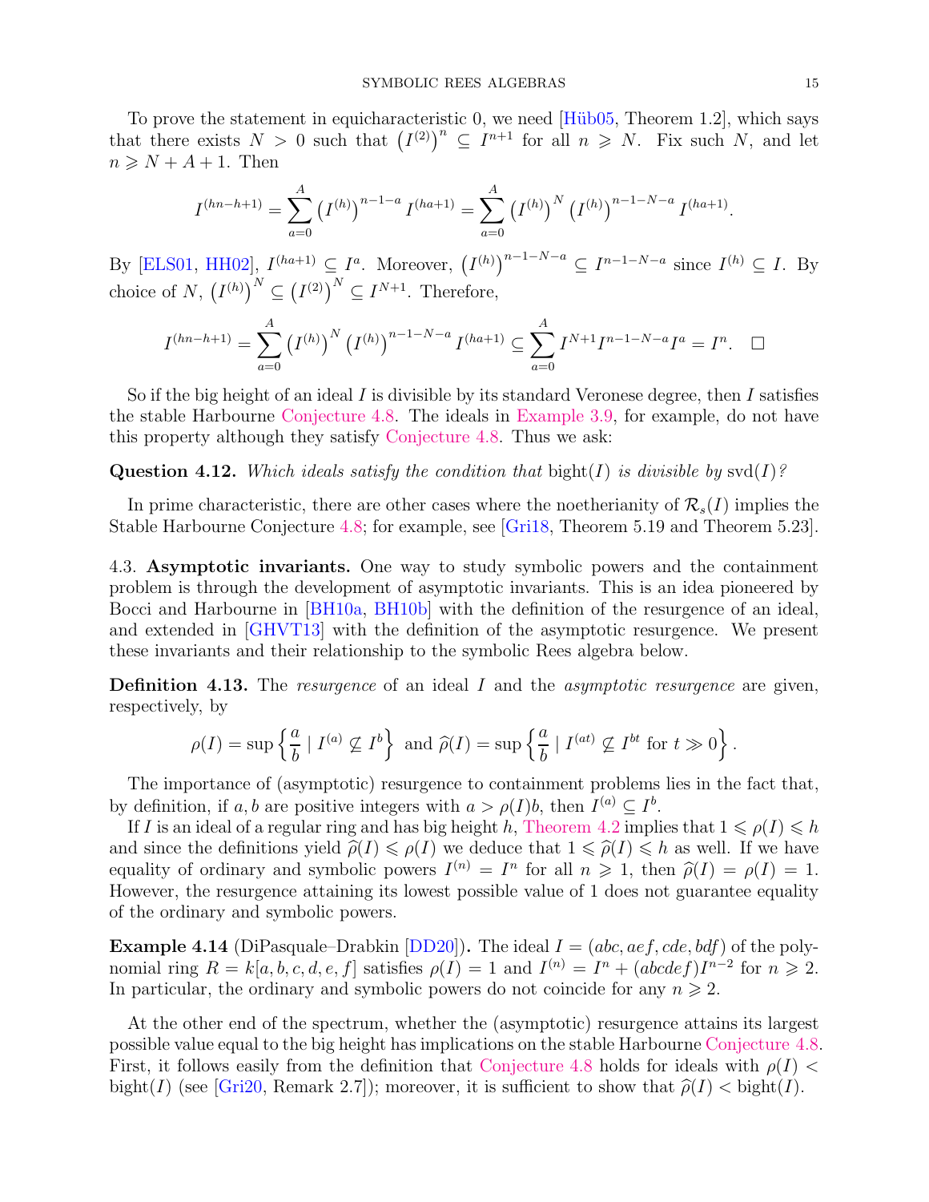To prove the statement in equicharacteristic 0, we need [Hüb05, Theorem 1.2], which says that there exists $N > 0$ such that $\left(I^{(2)}\right)^n \subseteq I^{n+1}$ for all $n \geqslant N$. Fix such $N$, and let $n \geqslant N + A + 1$. Then

$$I^{(hn-h+1)} = \sum_{a=0}^{A} \left(I^{(h)}\right)^{n-1-a} I^{(ha+1)} = \sum_{a=0}^{A} \left(I^{(h)}\right)^{N} \left(I^{(h)}\right)^{n-1-N-a} I^{(ha+1)}.$$

By [ELS01, HH02], $I^{(ha+1)} \subseteq I^a$. Moreover, $\left(I^{(h)}\right)^{n-1-N-a} \subseteq I^{n-1-N-a}$ since $I^{(h)} \subseteq I$. By choice of $N$, $\left(I^{(h)}\right)^N \subseteq \left(I^{(2)}\right)^N \subseteq I^{N+1}$. Therefore,

$$I^{(hn-h+1)} = \sum_{a=0}^{A} \left(I^{(h)}\right)^{N} \left(I^{(h)}\right)^{n-1-N-a} I^{(ha+1)} \subseteq \sum_{a=0}^{A} I^{N+1} I^{n-1-N-a} I^a = I^n. \quad \square$$

So if the big height of an ideal $I$ is divisible by its standard Veronese degree, then $I$ satisfies the stable Harbourne Conjecture 4.8. The ideals in Example 3.9, for example, do not have this property although they satisfy Conjecture 4.8. Thus we ask:

**Question 4.12.** *Which ideals satisfy the condition that* $\operatorname{bight}(I)$ *is divisible by* $\operatorname{svd}(I)$*?*

In prime characteristic, there are other cases where the noetherianity of $\mathcal{R}_s(I)$ implies the Stable Harbourne Conjecture 4.8; for example, see [Gri18, Theorem 5.19 and Theorem 5.23].

4.3. **Asymptotic invariants.** One way to study symbolic powers and the containment problem is through the development of asymptotic invariants. This is an idea pioneered by Bocci and Harbourne in [BH10a, BH10b] with the definition of the resurgence of an ideal, and extended in [GHVT13] with the definition of the asymptotic resurgence. We present these invariants and their relationship to the symbolic Rees algebra below.

**Definition 4.13.** The *resurgence* of an ideal $I$ and the *asymptotic resurgence* are given, respectively, by

$$\rho(I) = \sup\left\{ \frac{a}{b} \mid I^{(a)} \not\subseteq I^b \right\} \text{ and } \widehat{\rho}(I) = \sup\left\{ \frac{a}{b} \mid I^{(at)} \not\subseteq I^{bt} \text{ for } t \gg 0 \right\}.$$

The importance of (asymptotic) resurgence to containment problems lies in the fact that, by definition, if $a, b$ are positive integers with $a > \rho(I)b$, then $I^{(a)} \subseteq I^b$.

If $I$ is an ideal of a regular ring and has big height $h$, Theorem 4.2 implies that $1 \leqslant \rho(I) \leqslant h$ and since the definitions yield $\widehat{\rho}(I) \leqslant \rho(I)$ we deduce that $1 \leqslant \widehat{\rho}(I) \leqslant h$ as well. If we have equality of ordinary and symbolic powers $I^{(n)} = I^n$ for all $n \geqslant 1$, then $\widehat{\rho}(I) = \rho(I) = 1$. However, the resurgence attaining its lowest possible value of 1 does not guarantee equality of the ordinary and symbolic powers.

**Example 4.14** (DiPasquale–Drabkin [DD20]). The ideal $I = (abc, aef, cde, bdf)$ of the polynomial ring $R = k[a, b, c, d, e, f]$ satisfies $\rho(I) = 1$ and $I^{(n)} = I^n + (abcdef)I^{n-2}$ for $n \geqslant 2$. In particular, the ordinary and symbolic powers do not coincide for any $n \geqslant 2$.

At the other end of the spectrum, whether the (asymptotic) resurgence attains its largest possible value equal to the big height has implications on the stable Harbourne Conjecture 4.8. First, it follows easily from the definition that Conjecture 4.8 holds for ideals with $\rho(I) < \operatorname{bight}(I)$ (see [Gri20, Remark 2.7]); moreover, it is sufficient to show that $\widehat{\rho}(I) < \operatorname{bight}(I)$.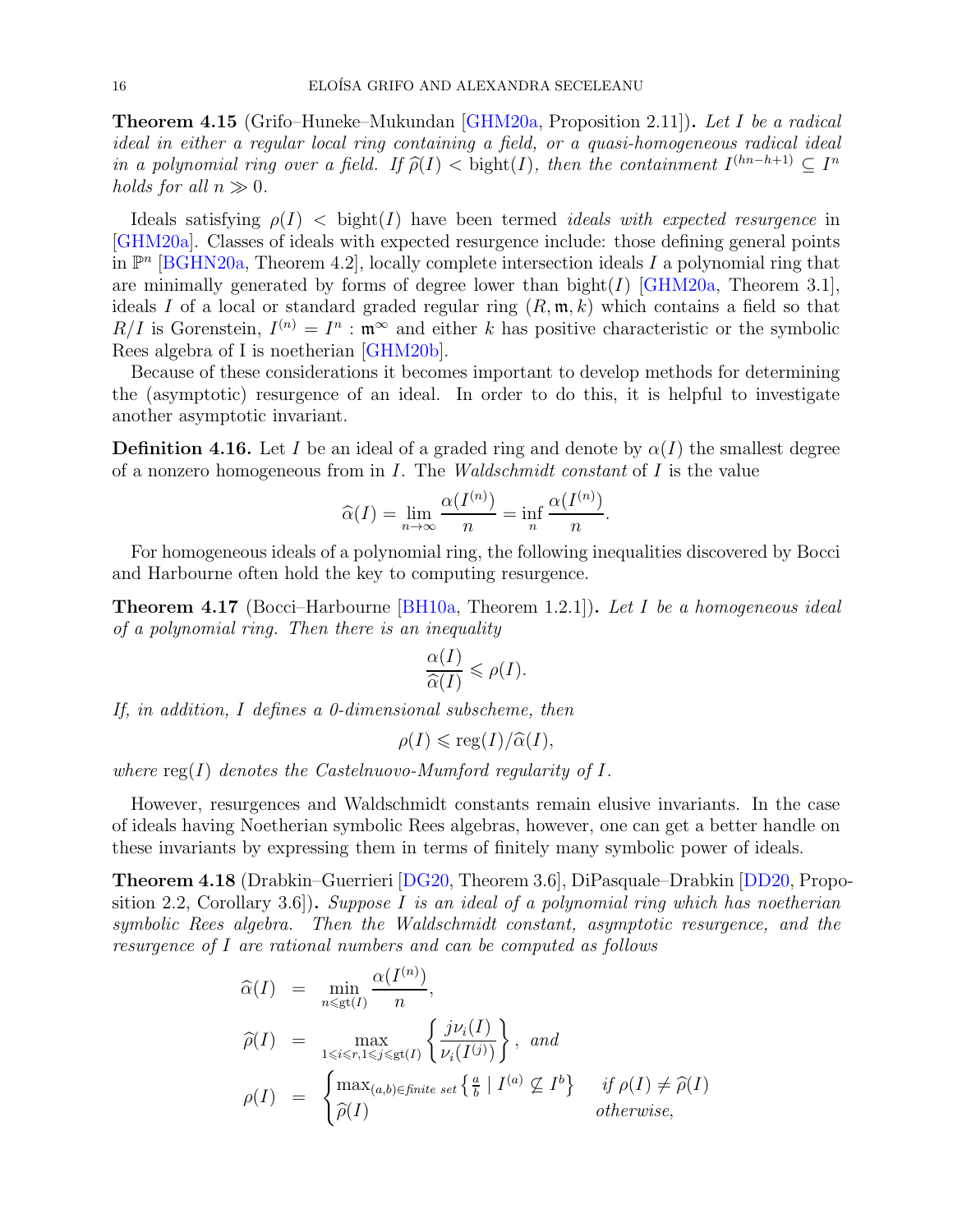**Theorem 4.15** (Grifo–Huneke–Mukundan [GHM20a, Proposition 2.11])**.** *Let $I$ be a radical ideal in either a regular local ring containing a field, or a quasi-homogeneous radical ideal in a polynomial ring over a field. If $\widehat{\rho}(I) < \operatorname{bight}(I)$, then the containment $I^{(hn-h+1)} \subseteq I^n$ holds for all $n \gg 0$.*

Ideals satisfying $\rho(I) < \operatorname{bight}(I)$ have been termed *ideals with expected resurgence* in [GHM20a]. Classes of ideals with expected resurgence include: those defining general points in $\mathbb{P}^n$ [BGHN20a, Theorem 4.2], locally complete intersection ideals $I$ a polynomial ring that are minimally generated by forms of degree lower than $\operatorname{bight}(I)$ [GHM20a, Theorem 3.1], ideals $I$ of a local or standard graded regular ring $(R, \mathfrak{m}, k)$ which contains a field so that $R/I$ is Gorenstein, $I^{(n)} = I^n : \mathfrak{m}^\infty$ and either $k$ has positive characteristic or the symbolic Rees algebra of I is noetherian [GHM20b].

Because of these considerations it becomes important to develop methods for determining the (asymptotic) resurgence of an ideal. In order to do this, it is helpful to investigate another asymptotic invariant.

**Definition 4.16.** Let $I$ be an ideal of a graded ring and denote by $\alpha(I)$ the smallest degree of a nonzero homogeneous from in $I$. The *Waldschmidt constant* of $I$ is the value

$$\widehat{\alpha}(I) = \lim_{n\to\infty} \frac{\alpha(I^{(n)})}{n} = \inf_n \frac{\alpha(I^{(n)})}{n}.$$

For homogeneous ideals of a polynomial ring, the following inequalities discovered by Bocci and Harbourne often hold the key to computing resurgence.

**Theorem 4.17** (Bocci–Harbourne [BH10a, Theorem 1.2.1])**.** *Let $I$ be a homogeneous ideal of a polynomial ring. Then there is an inequality*

$$\frac{\alpha(I)}{\widehat{\alpha}(I)} \leqslant \rho(I).$$

*If, in addition, $I$ defines a 0-dimensional subscheme, then*

$$\rho(I) \leqslant \operatorname{reg}(I)/\widehat{\alpha}(I),$$

*where $\operatorname{reg}(I)$ denotes the Castelnuovo-Mumford regularity of $I$.*

However, resurgences and Waldschmidt constants remain elusive invariants. In the case of ideals having Noetherian symbolic Rees algebras, however, one can get a better handle on these invariants by expressing them in terms of finitely many symbolic power of ideals.

**Theorem 4.18** (Drabkin–Guerrieri [DG20, Theorem 3.6], DiPasquale–Drabkin [DD20, Proposition 2.2, Corollary 3.6])**.** *Suppose $I$ is an ideal of a polynomial ring which has noetherian symbolic Rees algebra. Then the Waldschmidt constant, asymptotic resurgence, and the resurgence of $I$ are rational numbers and can be computed as follows*

$$\begin{aligned}
\widehat{\alpha}(I) &= \min_{n \leqslant \operatorname{gt}(I)} \frac{\alpha(I^{(n)})}{n}, \\
\widehat{\rho}(I) &= \max_{1\leqslant i\leqslant r, 1\leqslant j\leqslant \operatorname{gt}(I)} \left\{ \frac{j\nu_i(I)}{\nu_i(I^{(j)})} \right\}, \text{ and} \\
\rho(I) &= \begin{cases} \max_{(a,b)\in \text{finite set}} \left\{ \frac{a}{b} \mid I^{(a)} \not\subseteq I^b \right\} & \text{if } \rho(I) \neq \widehat{\rho}(I) \\ \widehat{\rho}(I) & \text{otherwise,} \end{cases}
\end{aligned}$$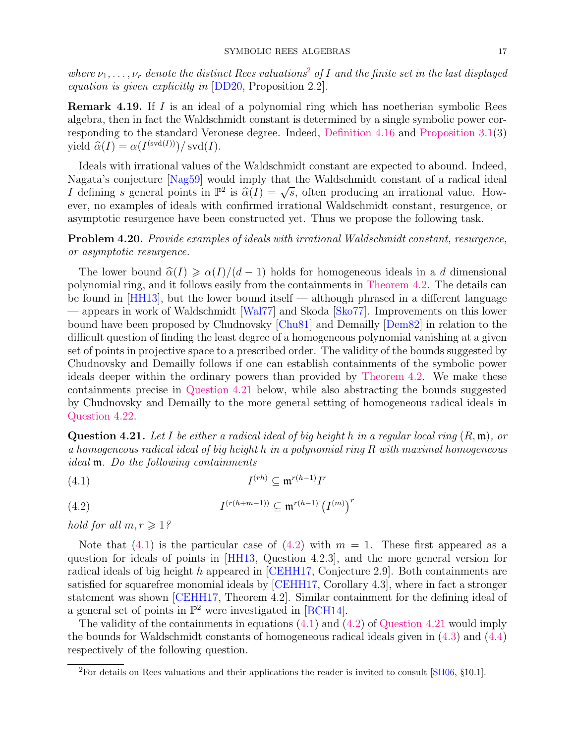*where $\nu_1, \ldots, \nu_r$ denote the distinct Rees valuations*[2] *of $I$ and the finite set in the last displayed equation is given explicitly in* [DD20, Proposition 2.2].

**Remark 4.19.** If $I$ is an ideal of a polynomial ring which has noetherian symbolic Rees algebra, then in fact the Waldschmidt constant is determined by a single symbolic power corresponding to the standard Veronese degree. Indeed, Definition 4.16 and Proposition 3.1(3) yield $\widehat{\alpha}(I) = \alpha(I^{(\operatorname{svd}(I))})/\operatorname{svd}(I)$.

Ideals with irrational values of the Waldschmidt constant are expected to abound. Indeed, Nagata's conjecture [Nag59] would imply that the Waldschmidt constant of a radical ideal $I$ defining $s$ general points in $\mathbb{P}^2$ is $\widehat{\alpha}(I) = \sqrt{s}$, often producing an irrational value. However, no examples of ideals with confirmed irrational Waldschmidt constant, resurgence, or asymptotic resurgence have been constructed yet. Thus we propose the following task.

**Problem 4.20.** *Provide examples of ideals with irrational Waldschmidt constant, resurgence, or asymptotic resurgence.*

The lower bound $\widehat{\alpha}(I) \geqslant \alpha(I)/(d-1)$ holds for homogeneous ideals in a $d$ dimensional polynomial ring, and it follows easily from the containments in Theorem 4.2. The details can be found in [HH13], but the lower bound itself — although phrased in a different language — appears in work of Waldschmidt [Wal77] and Skoda [Sko77]. Improvements on this lower bound have been proposed by Chudnovsky [Chu81] and Demailly [Dem82] in relation to the difficult question of finding the least degree of a homogeneous polynomial vanishing at a given set of points in projective space to a prescribed order. The validity of the bounds suggested by Chudnovsky and Demailly follows if one can establish containments of the symbolic power ideals deeper within the ordinary powers than provided by Theorem 4.2. We make these containments precise in Question 4.21 below, while also abstracting the bounds suggested by Chudnovsky and Demailly to the more general setting of homogeneous radical ideals in Question 4.22.

**Question 4.21.** *Let $I$ be either a radical ideal of big height $h$ in a regular local ring $(R, \mathfrak{m})$, or a homogeneous radical ideal of big height $h$ in a polynomial ring $R$ with maximal homogeneous ideal $\mathfrak{m}$. Do the following containments*

$$I^{(rh)} \subseteq \mathfrak{m}^{r(h-1)} I^r \tag{4.1}$$

$$I^{(r(h+m-1))} \subseteq \mathfrak{m}^{r(h-1)} \left(I^{(m)}\right)^r \tag{4.2}$$

*hold for all $m, r \geqslant 1$?*

Note that (4.1) is the particular case of (4.2) with $m = 1$. These first appeared as a question for ideals of points in [HH13, Question 4.2.3], and the more general version for radical ideals of big height $h$ appeared in [CEHH17, Conjecture 2.9]. Both containments are satisfied for squarefree monomial ideals by [CEHH17, Corollary 4.3], where in fact a stronger statement was shown [CEHH17, Theorem 4.2]. Similar containment for the defining ideal of a general set of points in $\mathbb{P}^2$ were investigated in [BCH14].

The validity of the containments in equations (4.1) and (4.2) of Question 4.21 would imply the bounds for Waldschmidt constants of homogeneous radical ideals given in (4.3) and (4.4) respectively of the following question.

---

[2] For details on Rees valuations and their applications the reader is invited to consult [SH06, §10.1].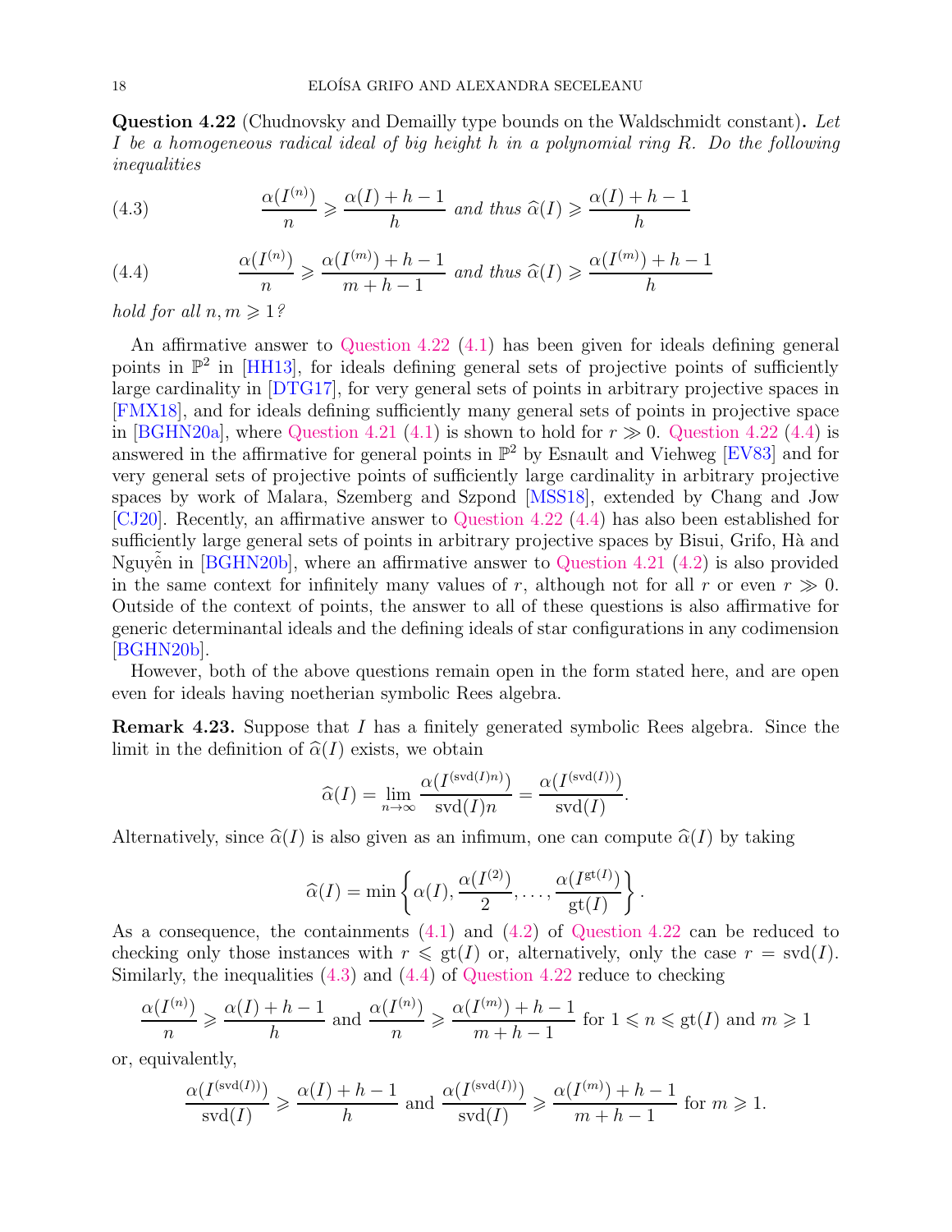**Question 4.22** (Chudnovsky and Demailly type bounds on the Waldschmidt constant)**.** *Let $I$ be a homogeneous radical ideal of big height $h$ in a polynomial ring $R$. Do the following inequalities*

$$\frac{\alpha(I^{(n)})}{n} \geqslant \frac{\alpha(I)+h-1}{h} \text{ and thus } \widehat{\alpha}(I) \geqslant \frac{\alpha(I)+h-1}{h} \tag{4.3}$$

$$\frac{\alpha(I^{(n)})}{n} \geqslant \frac{\alpha(I^{(m)})+h-1}{m+h-1} \text{ and thus } \widehat{\alpha}(I) \geqslant \frac{\alpha(I^{(m)})+h-1}{h} \tag{4.4}$$

*hold for all $n, m \geqslant 1$?*

An affirmative answer to Question 4.22 (4.1) has been given for ideals defining general points in $\mathbb{P}^2$ in [HH13], for ideals defining general sets of projective points of sufficiently large cardinality in [DTG17], for very general sets of points in arbitrary projective spaces in [FMX18], and for ideals defining sufficiently many general sets of points in projective space in [BGHN20a], where Question 4.21 (4.1) is shown to hold for $r \gg 0$. Question 4.22 (4.4) is answered in the affirmative for general points in $\mathbb{P}^2$ by Esnault and Viehweg [EV83] and for very general sets of projective points of sufficiently large cardinality in arbitrary projective spaces by work of Malara, Szemberg and Szpond [MSS18], extended by Chang and Jow [CJ20]. Recently, an affirmative answer to Question 4.22 (4.4) has also been established for sufficiently large general sets of points in arbitrary projective spaces by Bisui, Grifo, Hà and Nguyễn in [BGHN20b], where an affirmative answer to Question 4.21 (4.2) is also provided in the same context for infinitely many values of $r$, although not for all $r$ or even $r \gg 0$. Outside of the context of points, the answer to all of these questions is also affirmative for generic determinantal ideals and the defining ideals of star configurations in any codimension [BGHN20b].

However, both of the above questions remain open in the form stated here, and are open even for ideals having noetherian symbolic Rees algebra.

**Remark 4.23.** Suppose that $I$ has a finitely generated symbolic Rees algebra. Since the limit in the definition of $\widehat{\alpha}(I)$ exists, we obtain

$$\widehat{\alpha}(I) = \lim_{n\to\infty} \frac{\alpha(I^{(\operatorname{svd}(I)n)})}{\operatorname{svd}(I)n} = \frac{\alpha(I^{(\operatorname{svd}(I))})}{\operatorname{svd}(I)}.$$

Alternatively, since $\widehat{\alpha}(I)$ is also given as an infimum, one can compute $\widehat{\alpha}(I)$ by taking

$$\widehat{\alpha}(I) = \min\left\{\alpha(I), \frac{\alpha(I^{(2)})}{2}, \ldots, \frac{\alpha(I^{\operatorname{gt}(I)})}{\operatorname{gt}(I)}\right\}.$$

As a consequence, the containments (4.1) and (4.2) of Question 4.22 can be reduced to checking only those instances with $r \leqslant \operatorname{gt}(I)$ or, alternatively, only the case $r = \operatorname{svd}(I)$. Similarly, the inequalities (4.3) and (4.4) of Question 4.22 reduce to checking

$$\frac{\alpha(I^{(n)})}{n} \geqslant \frac{\alpha(I)+h-1}{h} \text{ and } \frac{\alpha(I^{(n)})}{n} \geqslant \frac{\alpha(I^{(m)})+h-1}{m+h-1} \text{ for } 1 \leqslant n \leqslant \operatorname{gt}(I) \text{ and } m \geqslant 1$$

or, equivalently,

$$\frac{\alpha(I^{(\operatorname{svd}(I))})}{\operatorname{svd}(I)} \geqslant \frac{\alpha(I)+h-1}{h} \text{ and } \frac{\alpha(I^{(\operatorname{svd}(I))})}{\operatorname{svd}(I)} \geqslant \frac{\alpha(I^{(m)})+h-1}{m+h-1} \text{ for } m \geqslant 1.$$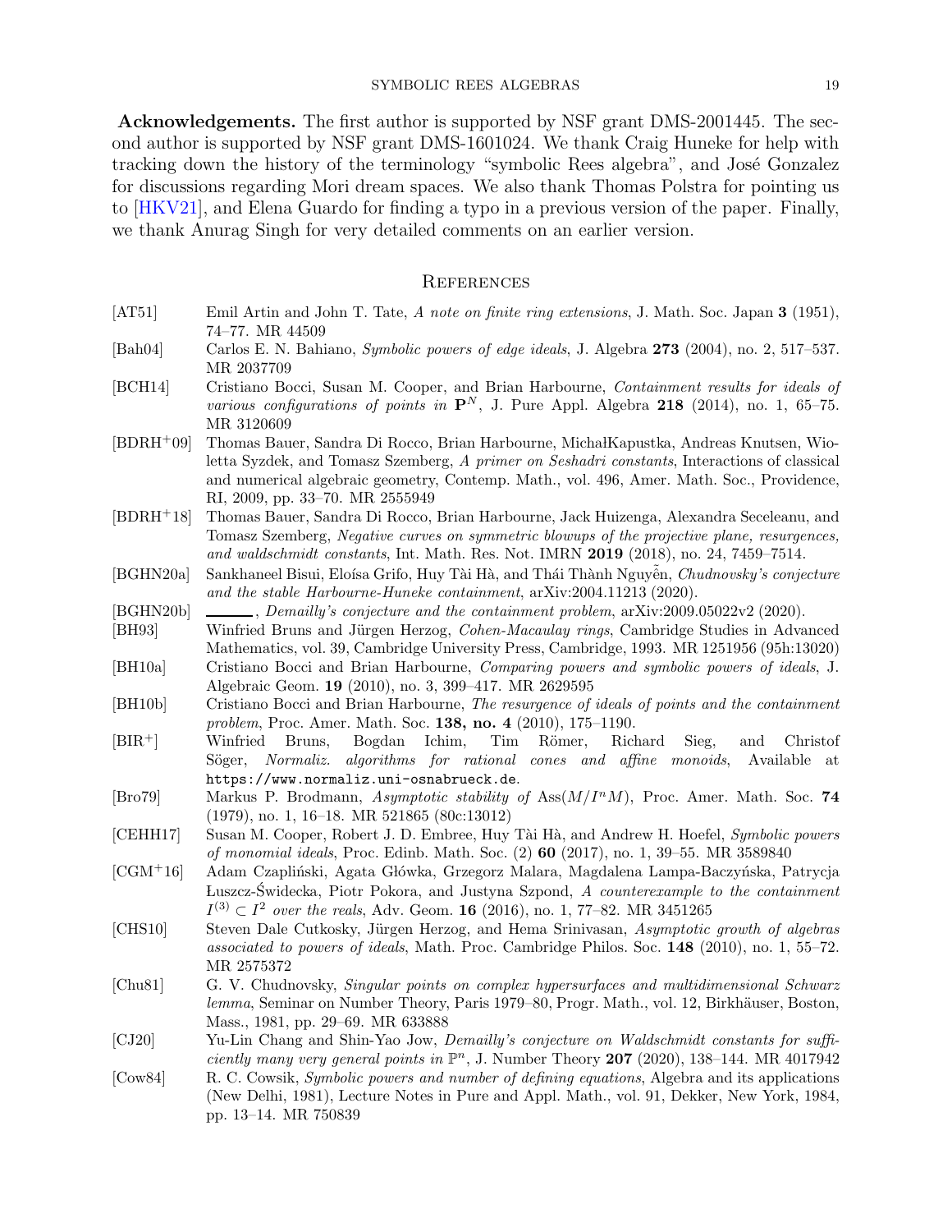**Acknowledgements.** The first author is supported by NSF grant DMS-2001445. The second author is supported by NSF grant DMS-1601024. We thank Craig Huneke for help with tracking down the history of the terminology "symbolic Rees algebra", and José Gonzalez for discussions regarding Mori dream spaces. We also thank Thomas Polstra for pointing us to [HKV21], and Elena Guardo for finding a typo in a previous version of the paper. Finally, we thank Anurag Singh for very detailed comments on an earlier version.

## References

[AT51] Emil Artin and John T. Tate, *A note on finite ring extensions*, J. Math. Soc. Japan **3** (1951), 74–77. MR 44509

[Bah04] Carlos E. N. Bahiano, *Symbolic powers of edge ideals*, J. Algebra **273** (2004), no. 2, 517–537. MR 2037709

[BCH14] Cristiano Bocci, Susan M. Cooper, and Brian Harbourne, *Containment results for ideals of various configurations of points in* $\mathbf{P}^N$, J. Pure Appl. Algebra **218** (2014), no. 1, 65–75. MR 3120609

[BDRH+09] Thomas Bauer, Sandra Di Rocco, Brian Harbourne, MichałKapustka, Andreas Knutsen, Wioletta Syzdek, and Tomasz Szemberg, *A primer on Seshadri constants*, Interactions of classical and numerical algebraic geometry, Contemp. Math., vol. 496, Amer. Math. Soc., Providence, RI, 2009, pp. 33–70. MR 2555949

[BDRH+18] Thomas Bauer, Sandra Di Rocco, Brian Harbourne, Jack Huizenga, Alexandra Seceleanu, and Tomasz Szemberg, *Negative curves on symmetric blowups of the projective plane, resurgences, and waldschmidt constants*, Int. Math. Res. Not. IMRN **2019** (2018), no. 24, 7459–7514.

[BGHN20a] Sankhaneel Bisui, Eloísa Grifo, Huy Tài Hà, and Thái Thành Nguyễn, *Chudnovsky's conjecture and the stable Harbourne-Huneke containment*, arXiv:2004.11213 (2020).

[BGHN20b] ______, *Demailly's conjecture and the containment problem*, arXiv:2009.05022v2 (2020).

[BH93] Winfried Bruns and Jürgen Herzog, *Cohen-Macaulay rings*, Cambridge Studies in Advanced Mathematics, vol. 39, Cambridge University Press, Cambridge, 1993. MR 1251956 (95h:13020)

[BH10a] Cristiano Bocci and Brian Harbourne, *Comparing powers and symbolic powers of ideals*, J. Algebraic Geom. **19** (2010), no. 3, 399–417. MR 2629595

[BH10b] Cristiano Bocci and Brian Harbourne, *The resurgence of ideals of points and the containment problem*, Proc. Amer. Math. Soc. **138, no. 4** (2010), 175–1190.

[BIR+] Winfried Bruns, Bogdan Ichim, Tim Römer, Richard Sieg, and Christof Söger, *Normaliz. algorithms for rational cones and affine monoids*, Available at https://www.normaliz.uni-osnabrueck.de.

[Bro79] Markus P. Brodmann, *Asymptotic stability of* $\mathrm{Ass}(M/I^nM)$, Proc. Amer. Math. Soc. **74** (1979), no. 1, 16–18. MR 521865 (80c:13012)

[CEHH17] Susan M. Cooper, Robert J. D. Embree, Huy Tài Hà, and Andrew H. Hoefel, *Symbolic powers of monomial ideals*, Proc. Edinb. Math. Soc. (2) **60** (2017), no. 1, 39–55. MR 3589840

[CGM+16] Adam Czapliński, Agata Główka, Grzegorz Malara, Magdalena Lampa-Baczyńska, Patrycja Łuszcz-Świdecka, Piotr Pokora, and Justyna Szpond, *A counterexample to the containment* $I^{(3)} \subset I^2$ *over the reals*, Adv. Geom. **16** (2016), no. 1, 77–82. MR 3451265

[CHS10] Steven Dale Cutkosky, Jürgen Herzog, and Hema Srinivasan, *Asymptotic growth of algebras associated to powers of ideals*, Math. Proc. Cambridge Philos. Soc. **148** (2010), no. 1, 55–72. MR 2575372

[Chu81] G. V. Chudnovsky, *Singular points on complex hypersurfaces and multidimensional Schwarz lemma*, Seminar on Number Theory, Paris 1979–80, Progr. Math., vol. 12, Birkhäuser, Boston, Mass., 1981, pp. 29–69. MR 633888

[CJ20] Yu-Lin Chang and Shin-Yao Jow, *Demailly's conjecture on Waldschmidt constants for sufficiently many very general points in* $\mathbb{P}^n$, J. Number Theory **207** (2020), 138–144. MR 4017942

[Cow84] R. C. Cowsik, *Symbolic powers and number of defining equations*, Algebra and its applications (New Delhi, 1981), Lecture Notes in Pure and Appl. Math., vol. 91, Dekker, New York, 1984, pp. 13–14. MR 750839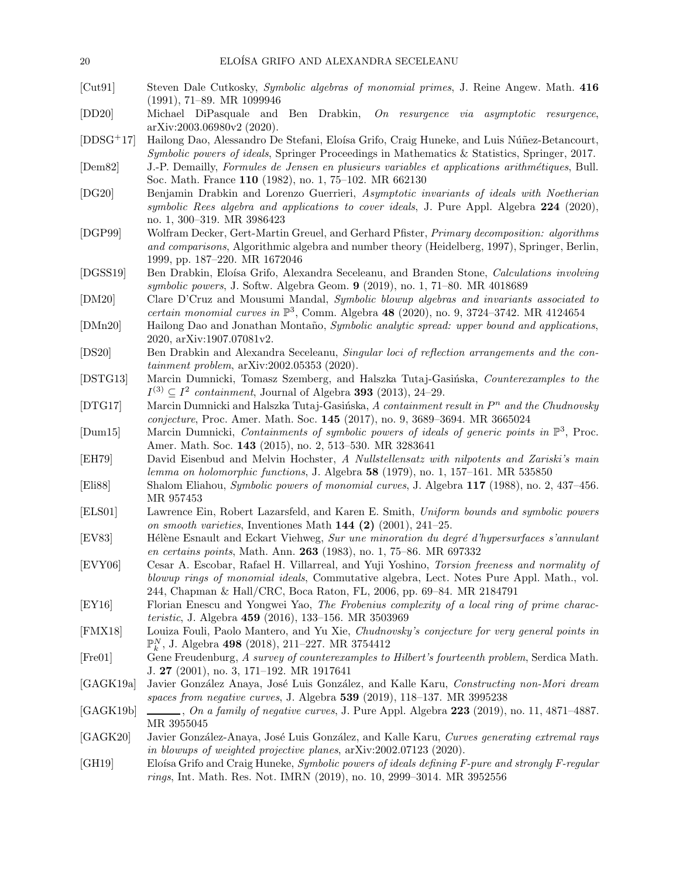[Cut91] Steven Dale Cutkosky, *Symbolic algebras of monomial primes*, J. Reine Angew. Math. **416** (1991), 71–89. MR 1099946

[DD20] Michael DiPasquale and Ben Drabkin, *On resurgence via asymptotic resurgence*, arXiv:2003.06980v2 (2020).

[DDSG$^+$17] Hailong Dao, Alessandro De Stefani, Eloísa Grifo, Craig Huneke, and Luis Núñez-Betancourt, *Symbolic powers of ideals*, Springer Proceedings in Mathematics & Statistics, Springer, 2017.

[Dem82] J.-P. Demailly, *Formules de Jensen en plusieurs variables et applications arithmétiques*, Bull. Soc. Math. France **110** (1982), no. 1, 75–102. MR 662130

[DG20] Benjamin Drabkin and Lorenzo Guerrieri, *Asymptotic invariants of ideals with Noetherian symbolic Rees algebra and applications to cover ideals*, J. Pure Appl. Algebra **224** (2020), no. 1, 300–319. MR 3986423

[DGP99] Wolfram Decker, Gert-Martin Greuel, and Gerhard Pfister, *Primary decomposition: algorithms and comparisons*, Algorithmic algebra and number theory (Heidelberg, 1997), Springer, Berlin, 1999, pp. 187–220. MR 1672046

[DGSS19] Ben Drabkin, Eloísa Grifo, Alexandra Seceleanu, and Branden Stone, *Calculations involving symbolic powers*, J. Softw. Algebra Geom. **9** (2019), no. 1, 71–80. MR 4018689

[DM20] Clare D'Cruz and Mousumi Mandal, *Symbolic blowup algebras and invariants associated to certain monomial curves in $\mathbb{P}^3$*, Comm. Algebra **48** (2020), no. 9, 3724–3742. MR 4124654

[DMn20] Hailong Dao and Jonathan Montaño, *Symbolic analytic spread: upper bound and applications*, 2020, arXiv:1907.07081v2.

[DS20] Ben Drabkin and Alexandra Seceleanu, *Singular loci of reflection arrangements and the containment problem*, arXiv:2002.05353 (2020).

[DSTG13] Marcin Dumnicki, Tomasz Szemberg, and Halszka Tutaj-Gasińska, *Counterexamples to the $I^{(3)} \subseteq I^2$ containment*, Journal of Algebra **393** (2013), 24–29.

[DTG17] Marcin Dumnicki and Halszka Tutaj-Gasińska, *A containment result in $P^n$ and the Chudnovsky conjecture*, Proc. Amer. Math. Soc. **145** (2017), no. 9, 3689–3694. MR 3665024

[Dum15] Marcin Dumnicki, *Containments of symbolic powers of ideals of generic points in $\mathbb{P}^3$*, Proc. Amer. Math. Soc. **143** (2015), no. 2, 513–530. MR 3283641

[EH79] David Eisenbud and Melvin Hochster, *A Nullstellensatz with nilpotents and Zariski's main lemma on holomorphic functions*, J. Algebra **58** (1979), no. 1, 157–161. MR 535850

[Eli88] Shalom Eliahou, *Symbolic powers of monomial curves*, J. Algebra **117** (1988), no. 2, 437–456. MR 957453

[ELS01] Lawrence Ein, Robert Lazarsfeld, and Karen E. Smith, *Uniform bounds and symbolic powers on smooth varieties*, Inventiones Math **144 (2)** (2001), 241–25.

[EV83] Hélène Esnault and Eckart Viehweg, *Sur une minoration du degré d'hypersurfaces s'annulant en certains points*, Math. Ann. **263** (1983), no. 1, 75–86. MR 697332

[EVY06] Cesar A. Escobar, Rafael H. Villarreal, and Yuji Yoshino, *Torsion freeness and normality of blowup rings of monomial ideals*, Commutative algebra, Lect. Notes Pure Appl. Math., vol. 244, Chapman & Hall/CRC, Boca Raton, FL, 2006, pp. 69–84. MR 2184791

[EY16] Florian Enescu and Yongwei Yao, *The Frobenius complexity of a local ring of prime characteristic*, J. Algebra **459** (2016), 133–156. MR 3503969

[FMX18] Louiza Fouli, Paolo Mantero, and Yu Xie, *Chudnovsky's conjecture for very general points in $\mathbb{P}^N_k$*, J. Algebra **498** (2018), 211–227. MR 3754412

[Fre01] Gene Freudenburg, *A survey of counterexamples to Hilbert's fourteenth problem*, Serdica Math. J. **27** (2001), no. 3, 171–192. MR 1917641

[GAGK19a] Javier González Anaya, José Luis González, and Kalle Karu, *Constructing non-Mori dream spaces from negative curves*, J. Algebra **539** (2019), 118–137. MR 3995238

[GAGK19b] ______, *On a family of negative curves*, J. Pure Appl. Algebra **223** (2019), no. 11, 4871–4887. MR 3955045

[GAGK20] Javier González-Anaya, José Luis González, and Kalle Karu, *Curves generating extremal rays in blowups of weighted projective planes*, arXiv:2002.07123 (2020).

[GH19] Eloísa Grifo and Craig Huneke, *Symbolic powers of ideals defining F-pure and strongly F-regular rings*, Int. Math. Res. Not. IMRN (2019), no. 10, 2999–3014. MR 3952556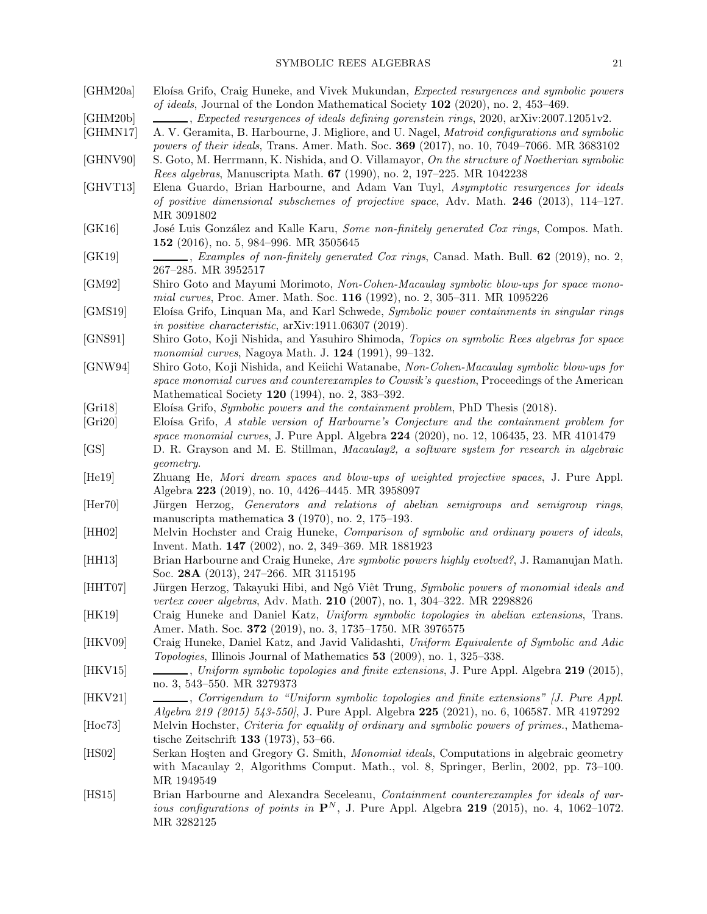[GHM20a] Eloísa Grifo, Craig Huneke, and Vivek Mukundan, *Expected resurgences and symbolic powers of ideals*, Journal of the London Mathematical Society **102** (2020), no. 2, 453–469.

[GHM20b] ______, *Expected resurgences of ideals defining gorenstein rings*, 2020, arXiv:2007.12051v2.

[GHMN17] A. V. Geramita, B. Harbourne, J. Migliore, and U. Nagel, *Matroid configurations and symbolic powers of their ideals*, Trans. Amer. Math. Soc. **369** (2017), no. 10, 7049–7066. MR 3683102

[GHNV90] S. Goto, M. Herrmann, K. Nishida, and O. Villamayor, *On the structure of Noetherian symbolic Rees algebras*, Manuscripta Math. **67** (1990), no. 2, 197–225. MR 1042238

[GHVT13] Elena Guardo, Brian Harbourne, and Adam Van Tuyl, *Asymptotic resurgences for ideals of positive dimensional subschemes of projective space*, Adv. Math. **246** (2013), 114–127. MR 3091802

[GK16] José Luis González and Kalle Karu, *Some non-finitely generated Cox rings*, Compos. Math. **152** (2016), no. 5, 984–996. MR 3505645

[GK19] ______, *Examples of non-finitely generated Cox rings*, Canad. Math. Bull. **62** (2019), no. 2, 267–285. MR 3952517

[GM92] Shiro Goto and Mayumi Morimoto, *Non-Cohen-Macaulay symbolic blow-ups for space monomial curves*, Proc. Amer. Math. Soc. **116** (1992), no. 2, 305–311. MR 1095226

[GMS19] Eloísa Grifo, Linquan Ma, and Karl Schwede, *Symbolic power containments in singular rings in positive characteristic*, arXiv:1911.06307 (2019).

[GNS91] Shiro Goto, Koji Nishida, and Yasuhiro Shimoda, *Topics on symbolic Rees algebras for space monomial curves*, Nagoya Math. J. **124** (1991), 99–132.

[GNW94] Shiro Goto, Koji Nishida, and Keiichi Watanabe, *Non-Cohen-Macaulay symbolic blow-ups for space monomial curves and counterexamples to Cowsik's question*, Proceedings of the American Mathematical Society **120** (1994), no. 2, 383–392.

[Gri18] Eloísa Grifo, *Symbolic powers and the containment problem*, PhD Thesis (2018).

[Gri20] Eloísa Grifo, *A stable version of Harbourne's Conjecture and the containment problem for space monomial curves*, J. Pure Appl. Algebra **224** (2020), no. 12, 106435, 23. MR 4101479

[GS] D. R. Grayson and M. E. Stillman, *Macaulay2, a software system for research in algebraic geometry*.

[He19] Zhuang He, *Mori dream spaces and blow-ups of weighted projective spaces*, J. Pure Appl. Algebra **223** (2019), no. 10, 4426–4445. MR 3958097

[Her70] Jürgen Herzog, *Generators and relations of abelian semigroups and semigroup rings*, manuscripta mathematica **3** (1970), no. 2, 175–193.

[HH02] Melvin Hochster and Craig Huneke, *Comparison of symbolic and ordinary powers of ideals*, Invent. Math. **147** (2002), no. 2, 349–369. MR 1881923

[HH13] Brian Harbourne and Craig Huneke, *Are symbolic powers highly evolved?*, J. Ramanujan Math. Soc. **28A** (2013), 247–266. MR 3115195

[HHT07] Jürgen Herzog, Takayuki Hibi, and Ngô Viêt Trung, *Symbolic powers of monomial ideals and vertex cover algebras*, Adv. Math. **210** (2007), no. 1, 304–322. MR 2298826

[HK19] Craig Huneke and Daniel Katz, *Uniform symbolic topologies in abelian extensions*, Trans. Amer. Math. Soc. **372** (2019), no. 3, 1735–1750. MR 3976575

[HKV09] Craig Huneke, Daniel Katz, and Javid Validashti, *Uniform Equivalente of Symbolic and Adic Topologies*, Illinois Journal of Mathematics **53** (2009), no. 1, 325–338.

[HKV15] ______, *Uniform symbolic topologies and finite extensions*, J. Pure Appl. Algebra **219** (2015), no. 3, 543–550. MR 3279373

[HKV21] ______, *Corrigendum to "Uniform symbolic topologies and finite extensions" [J. Pure Appl. Algebra 219 (2015) 543-550]*, J. Pure Appl. Algebra **225** (2021), no. 6, 106587. MR 4197292

[Hoc73] Melvin Hochster, *Criteria for equality of ordinary and symbolic powers of primes.*, Mathematische Zeitschrift **133** (1973), 53–66.

[HS02] Serkan Hoşten and Gregory G. Smith, *Monomial ideals*, Computations in algebraic geometry with Macaulay 2, Algorithms Comput. Math., vol. 8, Springer, Berlin, 2002, pp. 73–100. MR 1949549

[HS15] Brian Harbourne and Alexandra Seceleanu, *Containment counterexamples for ideals of various configurations of points in* $\mathbf{P}^N$, J. Pure Appl. Algebra **219** (2015), no. 4, 1062–1072. MR 3282125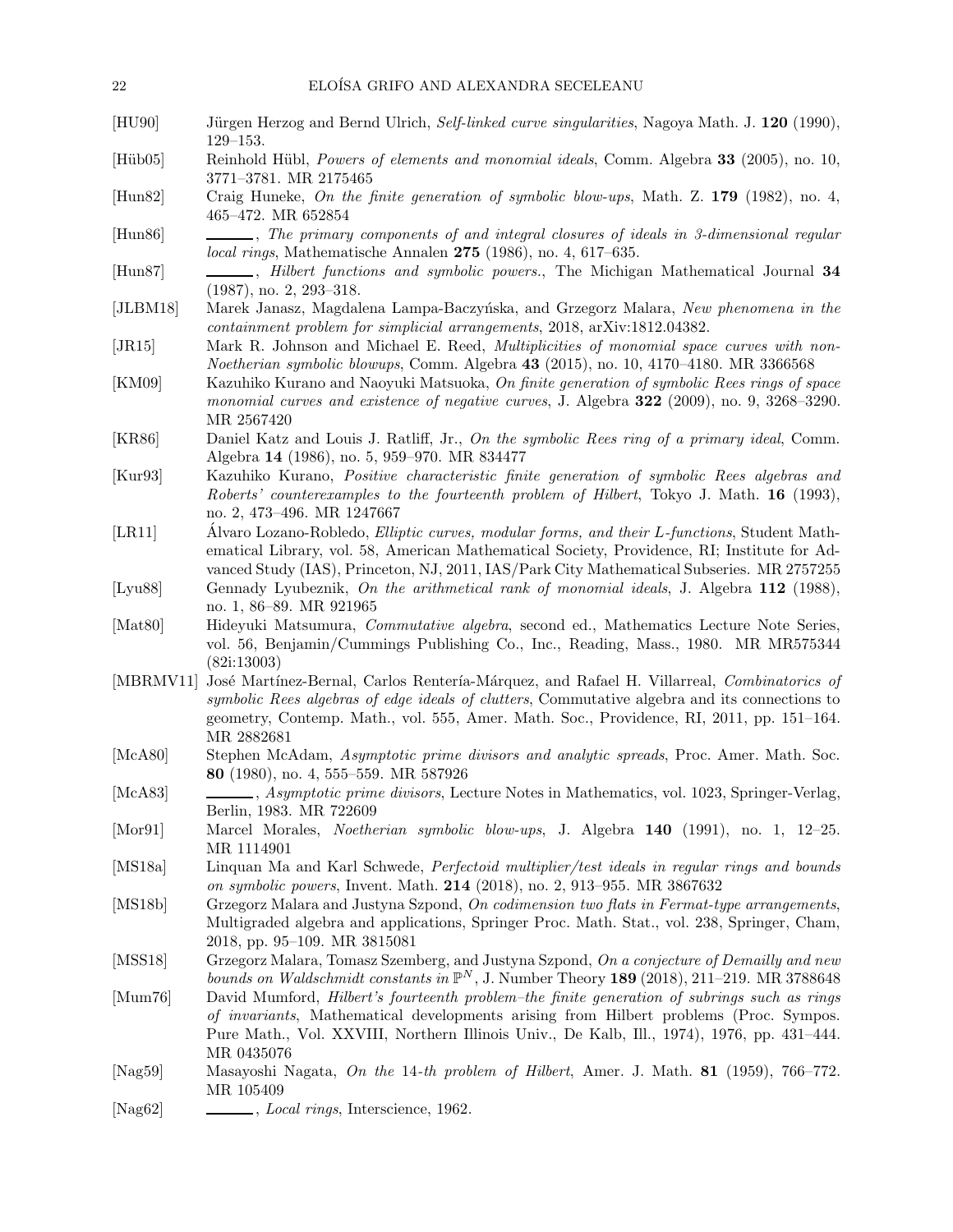[HU90] Jürgen Herzog and Bernd Ulrich, *Self-linked curve singularities*, Nagoya Math. J. **120** (1990), 129–153.

[Hüb05] Reinhold Hübl, *Powers of elements and monomial ideals*, Comm. Algebra **33** (2005), no. 10, 3771–3781. MR 2175465

[Hun82] Craig Huneke, *On the finite generation of symbolic blow-ups*, Math. Z. **179** (1982), no. 4, 465–472. MR 652854

[Hun86] ______, *The primary components of and integral closures of ideals in 3-dimensional regular local rings*, Mathematische Annalen **275** (1986), no. 4, 617–635.

[Hun87] ______, *Hilbert functions and symbolic powers.*, The Michigan Mathematical Journal **34** (1987), no. 2, 293–318.

[JLBM18] Marek Janasz, Magdalena Lampa-Baczyńska, and Grzegorz Malara, *New phenomena in the containment problem for simplicial arrangements*, 2018, arXiv:1812.04382.

[JR15] Mark R. Johnson and Michael E. Reed, *Multiplicities of monomial space curves with non-Noetherian symbolic blowups*, Comm. Algebra **43** (2015), no. 10, 4170–4180. MR 3366568

[KM09] Kazuhiko Kurano and Naoyuki Matsuoka, *On finite generation of symbolic Rees rings of space monomial curves and existence of negative curves*, J. Algebra **322** (2009), no. 9, 3268–3290. MR 2567420

[KR86] Daniel Katz and Louis J. Ratliff, Jr., *On the symbolic Rees ring of a primary ideal*, Comm. Algebra **14** (1986), no. 5, 959–970. MR 834477

[Kur93] Kazuhiko Kurano, *Positive characteristic finite generation of symbolic Rees algebras and Roberts' counterexamples to the fourteenth problem of Hilbert*, Tokyo J. Math. **16** (1993), no. 2, 473–496. MR 1247667

[LR11] Álvaro Lozano-Robledo, *Elliptic curves, modular forms, and their L-functions*, Student Mathematical Library, vol. 58, American Mathematical Society, Providence, RI; Institute for Advanced Study (IAS), Princeton, NJ, 2011, IAS/Park City Mathematical Subseries. MR 2757255

[Lyu88] Gennady Lyubeznik, *On the arithmetical rank of monomial ideals*, J. Algebra **112** (1988), no. 1, 86–89. MR 921965

[Mat80] Hideyuki Matsumura, *Commutative algebra*, second ed., Mathematics Lecture Note Series, vol. 56, Benjamin/Cummings Publishing Co., Inc., Reading, Mass., 1980. MR MR575344 (82i:13003)

[MBRMV11] José Martínez-Bernal, Carlos Rentería-Márquez, and Rafael H. Villarreal, *Combinatorics of symbolic Rees algebras of edge ideals of clutters*, Commutative algebra and its connections to geometry, Contemp. Math., vol. 555, Amer. Math. Soc., Providence, RI, 2011, pp. 151–164. MR 2882681

[McA80] Stephen McAdam, *Asymptotic prime divisors and analytic spreads*, Proc. Amer. Math. Soc. **80** (1980), no. 4, 555–559. MR 587926

[McA83] ______, *Asymptotic prime divisors*, Lecture Notes in Mathematics, vol. 1023, Springer-Verlag, Berlin, 1983. MR 722609

[Mor91] Marcel Morales, *Noetherian symbolic blow-ups*, J. Algebra **140** (1991), no. 1, 12–25. MR 1114901

[MS18a] Linquan Ma and Karl Schwede, *Perfectoid multiplier/test ideals in regular rings and bounds on symbolic powers*, Invent. Math. **214** (2018), no. 2, 913–955. MR 3867632

[MS18b] Grzegorz Malara and Justyna Szpond, *On codimension two flats in Fermat-type arrangements*, Multigraded algebra and applications, Springer Proc. Math. Stat., vol. 238, Springer, Cham, 2018, pp. 95–109. MR 3815081

[MSS18] Grzegorz Malara, Tomasz Szemberg, and Justyna Szpond, *On a conjecture of Demailly and new bounds on Waldschmidt constants in* $\mathbb{P}^N$, J. Number Theory **189** (2018), 211–219. MR 3788648

[Mum76] David Mumford, *Hilbert's fourteenth problem–the finite generation of subrings such as rings of invariants*, Mathematical developments arising from Hilbert problems (Proc. Sympos. Pure Math., Vol. XXVIII, Northern Illinois Univ., De Kalb, Ill., 1974), 1976, pp. 431–444. MR 0435076

[Nag59] Masayoshi Nagata, *On the 14-th problem of Hilbert*, Amer. J. Math. **81** (1959), 766–772. MR 105409

[Nag62] ______, *Local rings*, Interscience, 1962.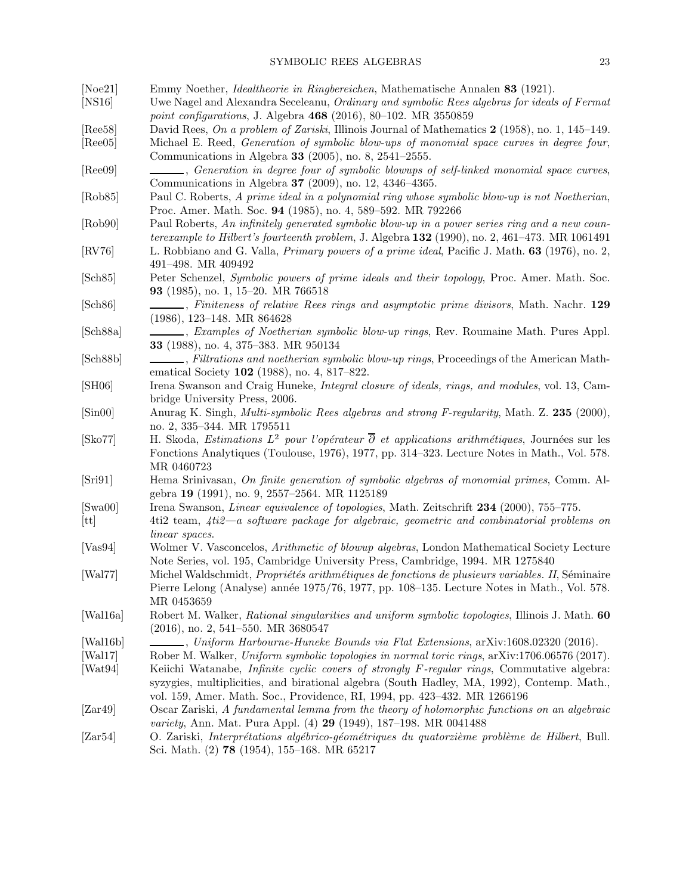[Noe21] Emmy Noether, *Idealtheorie in Ringbereichen*, Mathematische Annalen **83** (1921).

[NS16] Uwe Nagel and Alexandra Seceleanu, *Ordinary and symbolic Rees algebras for ideals of Fermat point configurations*, J. Algebra **468** (2016), 80–102. MR 3550859

[Ree58] David Rees, *On a problem of Zariski*, Illinois Journal of Mathematics **2** (1958), no. 1, 145–149.

[Ree05] Michael E. Reed, *Generation of symbolic blow-ups of monomial space curves in degree four*, Communications in Algebra **33** (2005), no. 8, 2541–2555.

[Ree09] ______, *Generation in degree four of symbolic blowups of self-linked monomial space curves*, Communications in Algebra **37** (2009), no. 12, 4346–4365.

[Rob85] Paul C. Roberts, *A prime ideal in a polynomial ring whose symbolic blow-up is not Noetherian*, Proc. Amer. Math. Soc. **94** (1985), no. 4, 589–592. MR 792266

[Rob90] Paul Roberts, *An infinitely generated symbolic blow-up in a power series ring and a new counterexample to Hilbert's fourteenth problem*, J. Algebra **132** (1990), no. 2, 461–473. MR 1061491

[RV76] L. Robbiano and G. Valla, *Primary powers of a prime ideal*, Pacific J. Math. **63** (1976), no. 2, 491–498. MR 409492

[Sch85] Peter Schenzel, *Symbolic powers of prime ideals and their topology*, Proc. Amer. Math. Soc. **93** (1985), no. 1, 15–20. MR 766518

[Sch86] ______, *Finiteness of relative Rees rings and asymptotic prime divisors*, Math. Nachr. **129** (1986), 123–148. MR 864628

[Sch88a] ______, *Examples of Noetherian symbolic blow-up rings*, Rev. Roumaine Math. Pures Appl. **33** (1988), no. 4, 375–383. MR 950134

[Sch88b] ______, *Filtrations and noetherian symbolic blow-up rings*, Proceedings of the American Mathematical Society **102** (1988), no. 4, 817–822.

[SH06] Irena Swanson and Craig Huneke, *Integral closure of ideals, rings, and modules*, vol. 13, Cambridge University Press, 2006.

[Sin00] Anurag K. Singh, *Multi-symbolic Rees algebras and strong F-regularity*, Math. Z. **235** (2000), no. 2, 335–344. MR 1795511

[Sko77] H. Skoda, *Estimations $L^2$ pour l'opérateur $\overline{\partial}$ et applications arithmétiques*, Journées sur les Fonctions Analytiques (Toulouse, 1976), 1977, pp. 314–323. Lecture Notes in Math., Vol. 578. MR 0460723

[Sri91] Hema Srinivasan, *On finite generation of symbolic algebras of monomial primes*, Comm. Algebra **19** (1991), no. 9, 2557–2564. MR 1125189

[Swa00] Irena Swanson, *Linear equivalence of topologies*, Math. Zeitschrift **234** (2000), 755–775.

[tt] 4ti2 team, *4ti2—a software package for algebraic, geometric and combinatorial problems on linear spaces*.

[Vas94] Wolmer V. Vasconcelos, *Arithmetic of blowup algebras*, London Mathematical Society Lecture Note Series, vol. 195, Cambridge University Press, Cambridge, 1994. MR 1275840

[Wal77] Michel Waldschmidt, *Propriétés arithmétiques de fonctions de plusieurs variables. II*, Séminaire Pierre Lelong (Analyse) année 1975/76, 1977, pp. 108–135. Lecture Notes in Math., Vol. 578. MR 0453659

[Wal16a] Robert M. Walker, *Rational singularities and uniform symbolic topologies*, Illinois J. Math. **60** (2016), no. 2, 541–550. MR 3680547

[Wal16b] ______, *Uniform Harbourne-Huneke Bounds via Flat Extensions*, arXiv:1608.02320 (2016).

[Wal17] Rober M. Walker, *Uniform symbolic topologies in normal toric rings*, arXiv:1706.06576 (2017).

[Wat94] Keiichi Watanabe, *Infinite cyclic covers of strongly F-regular rings*, Commutative algebra: syzygies, multiplicities, and birational algebra (South Hadley, MA, 1992), Contemp. Math., vol. 159, Amer. Math. Soc., Providence, RI, 1994, pp. 423–432. MR 1266196

[Zar49] Oscar Zariski, *A fundamental lemma from the theory of holomorphic functions on an algebraic variety*, Ann. Mat. Pura Appl. (4) **29** (1949), 187–198. MR 0041488

[Zar54] O. Zariski, *Interprétations algébrico-géométriques du quatorzième problème de Hilbert*, Bull. Sci. Math. (2) **78** (1954), 155–168. MR 65217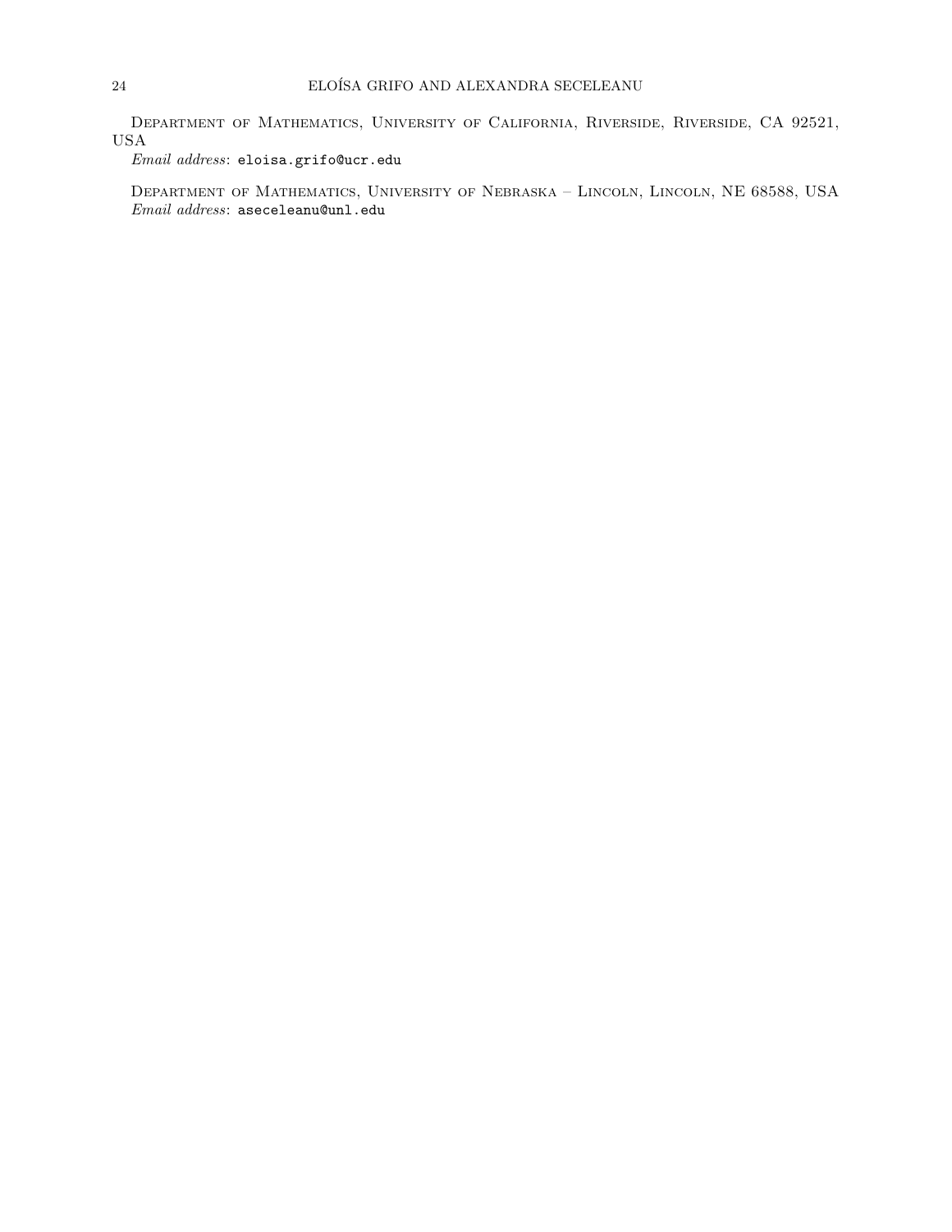Department of Mathematics, University of California, Riverside, Riverside, CA 92521, USA

*Email address*: eloisa.grifo@ucr.edu

Department of Mathematics, University of Nebraska – Lincoln, Lincoln, NE 68588, USA

*Email address*: aseceleanu@unl.edu